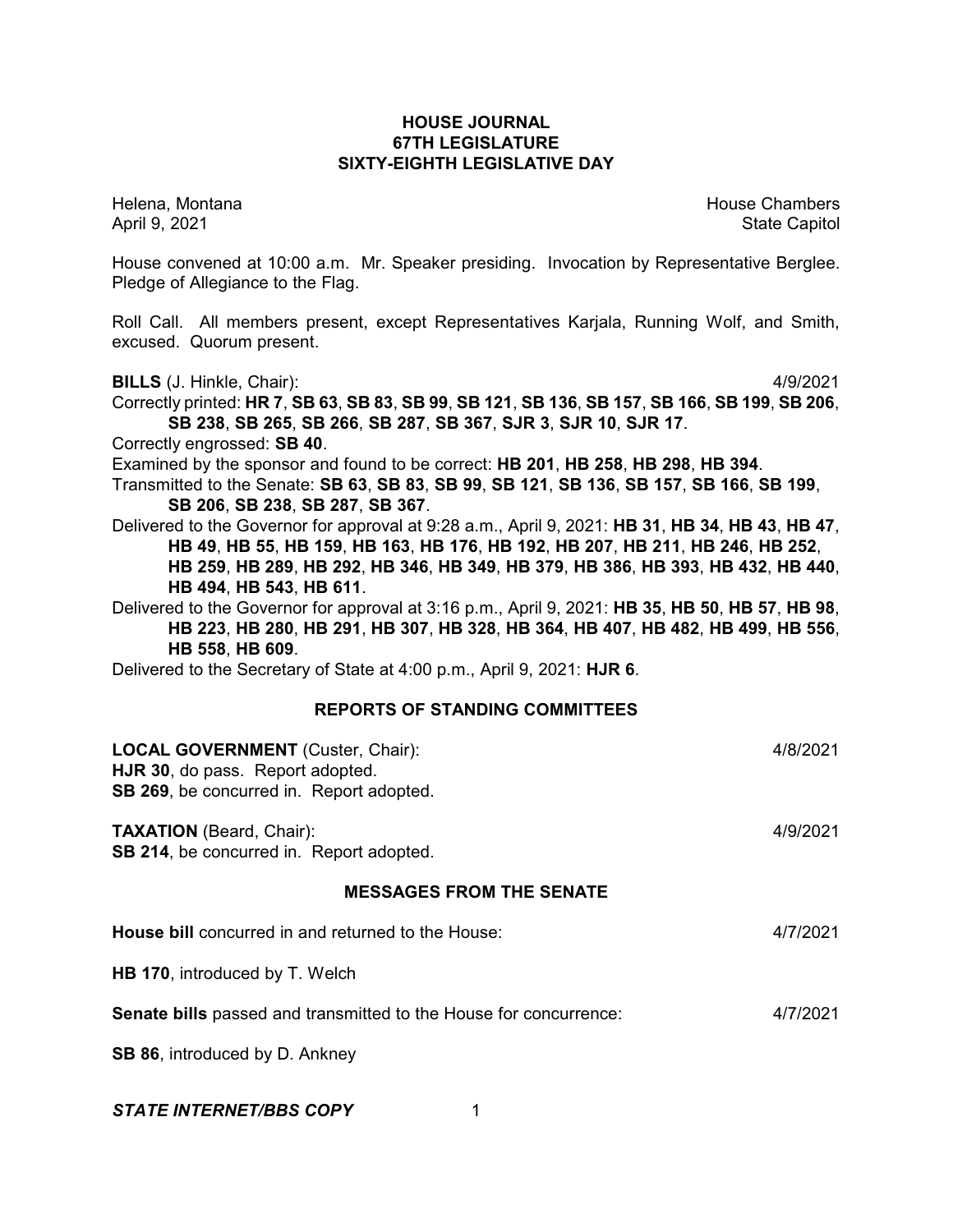# HOUSE JOURNAL
# 67TH LEGISLATURE
# SIXTY-EIGHTH LEGISLATIVE DAY

Helena, Montana — House Chambers
April 9, 2021 — State Capitol

House convened at 10:00 a.m. Mr. Speaker presiding. Invocation by Representative Berglee. Pledge of Allegiance to the Flag.

Roll Call. All members present, except Representatives Karjala, Running Wolf, and Smith, excused. Quorum present.

**BILLS** (J. Hinkle, Chair): 4/9/2021

Correctly printed: **HR 7**, **SB 63**, **SB 83**, **SB 99**, **SB 121**, **SB 136**, **SB 157**, **SB 166**, **SB 199**, **SB 206**, **SB 238**, **SB 265**, **SB 266**, **SB 287**, **SB 367**, **SJR 3**, **SJR 10**, **SJR 17**.

Correctly engrossed: **SB 40**.

Examined by the sponsor and found to be correct: **HB 201**, **HB 258**, **HB 298**, **HB 394**.

Transmitted to the Senate: **SB 63**, **SB 83**, **SB 99**, **SB 121**, **SB 136**, **SB 157**, **SB 166**, **SB 199**, **SB 206**, **SB 238**, **SB 287**, **SB 367**.

Delivered to the Governor for approval at 9:28 a.m., April 9, 2021: **HB 31**, **HB 34**, **HB 43**, **HB 47**, **HB 49**, **HB 55**, **HB 159**, **HB 163**, **HB 176**, **HB 192**, **HB 207**, **HB 211**, **HB 246**, **HB 252**, **HB 259**, **HB 289**, **HB 292**, **HB 346**, **HB 349**, **HB 379**, **HB 386**, **HB 393**, **HB 432**, **HB 440**, **HB 494**, **HB 543**, **HB 611**.

Delivered to the Governor for approval at 3:16 p.m., April 9, 2021: **HB 35**, **HB 50**, **HB 57**, **HB 98**, **HB 223**, **HB 280**, **HB 291**, **HB 307**, **HB 328**, **HB 364**, **HB 407**, **HB 482**, **HB 499**, **HB 556**, **HB 558**, **HB 609**.

Delivered to the Secretary of State at 4:00 p.m., April 9, 2021: **HJR 6**.

## REPORTS OF STANDING COMMITTEES

**LOCAL GOVERNMENT** (Custer, Chair): 4/8/2021
**HJR 30**, do pass. Report adopted.
**SB 269**, be concurred in. Report adopted.

**TAXATION** (Beard, Chair): 4/9/2021
**SB 214**, be concurred in. Report adopted.

## MESSAGES FROM THE SENATE

**House bill** concurred in and returned to the House: 4/7/2021

**HB 170**, introduced by T. Welch

**Senate bills** passed and transmitted to the House for concurrence: 4/7/2021

**SB 86**, introduced by D. Ankney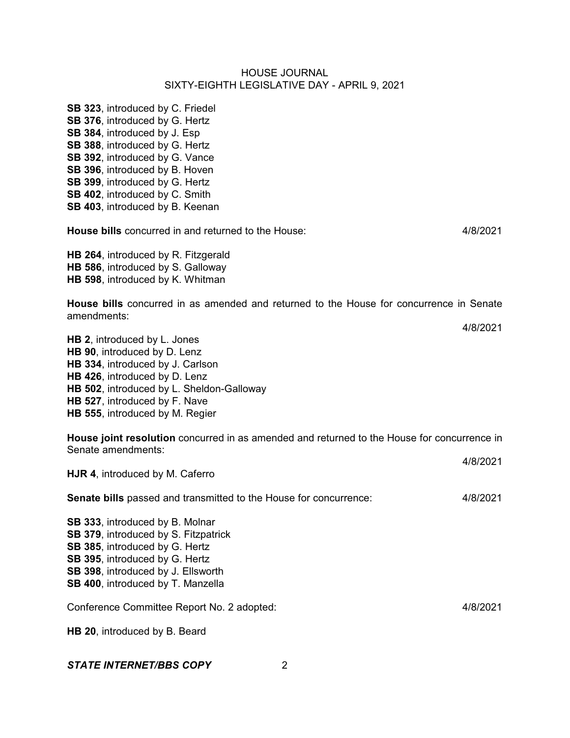**SB 323**, introduced by C. Friedel
**SB 376**, introduced by G. Hertz
**SB 384**, introduced by J. Esp
**SB 388**, introduced by G. Hertz
**SB 392**, introduced by G. Vance
**SB 396**, introduced by B. Hoven
**SB 399**, introduced by G. Hertz
**SB 402**, introduced by C. Smith
**SB 403**, introduced by B. Keenan

**House bills** concurred in and returned to the House: 4/8/2021

**HB 264**, introduced by R. Fitzgerald
**HB 586**, introduced by S. Galloway
**HB 598**, introduced by K. Whitman

**House bills** concurred in as amended and returned to the House for concurrence in Senate amendments:

4/8/2021

**HB 2**, introduced by L. Jones
**HB 90**, introduced by D. Lenz
**HB 334**, introduced by J. Carlson
**HB 426**, introduced by D. Lenz
**HB 502**, introduced by L. Sheldon-Galloway
**HB 527**, introduced by F. Nave
**HB 555**, introduced by M. Regier

**House joint resolution** concurred in as amended and returned to the House for concurrence in Senate amendments:

4/8/2021

**HJR 4**, introduced by M. Caferro

**Senate bills** passed and transmitted to the House for concurrence: 4/8/2021

**SB 333**, introduced by B. Molnar
**SB 379**, introduced by S. Fitzpatrick
**SB 385**, introduced by G. Hertz
**SB 395**, introduced by G. Hertz
**SB 398**, introduced by J. Ellsworth
**SB 400**, introduced by T. Manzella

Conference Committee Report No. 2 adopted: 4/8/2021

**HB 20**, introduced by B. Beard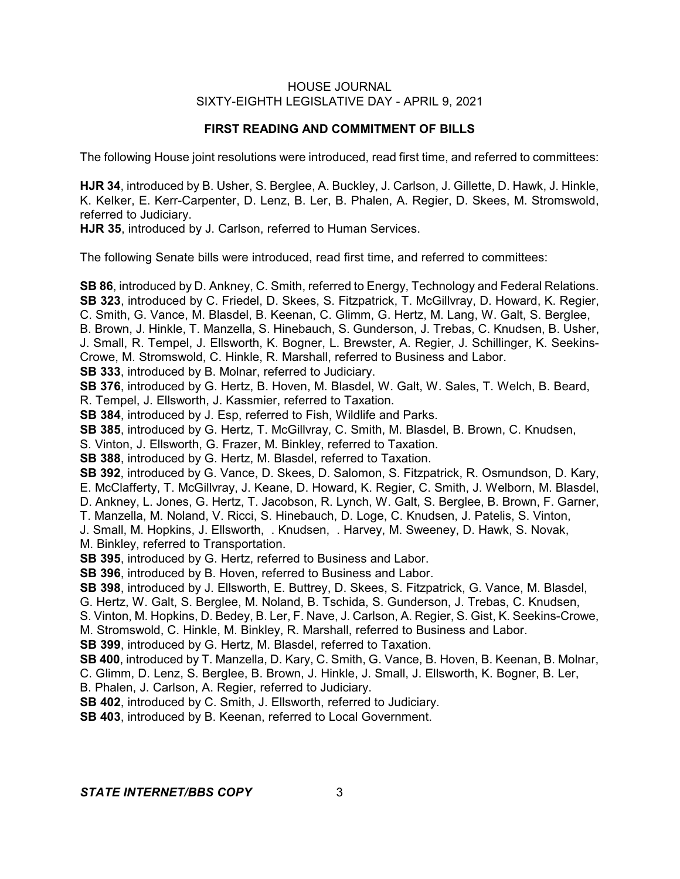## FIRST READING AND COMMITMENT OF BILLS

The following House joint resolutions were introduced, read first time, and referred to committees:

**HJR 34**, introduced by B. Usher, S. Berglee, A. Buckley, J. Carlson, J. Gillette, D. Hawk, J. Hinkle, K. Kelker, E. Kerr-Carpenter, D. Lenz, B. Ler, B. Phalen, A. Regier, D. Skees, M. Stromswold, referred to Judiciary.
**HJR 35**, introduced by J. Carlson, referred to Human Services.

The following Senate bills were introduced, read first time, and referred to committees:

**SB 86**, introduced by D. Ankney, C. Smith, referred to Energy, Technology and Federal Relations.
**SB 323**, introduced by C. Friedel, D. Skees, S. Fitzpatrick, T. McGillvray, D. Howard, K. Regier, C. Smith, G. Vance, M. Blasdel, B. Keenan, C. Glimm, G. Hertz, M. Lang, W. Galt, S. Berglee, B. Brown, J. Hinkle, T. Manzella, S. Hinebauch, S. Gunderson, J. Trebas, C. Knudsen, B. Usher, J. Small, R. Tempel, J. Ellsworth, K. Bogner, L. Brewster, A. Regier, J. Schillinger, K. Seekins-Crowe, M. Stromswold, C. Hinkle, R. Marshall, referred to Business and Labor.
**SB 333**, introduced by B. Molnar, referred to Judiciary.
**SB 376**, introduced by G. Hertz, B. Hoven, M. Blasdel, W. Galt, W. Sales, T. Welch, B. Beard, R. Tempel, J. Ellsworth, J. Kassmier, referred to Taxation.
**SB 384**, introduced by J. Esp, referred to Fish, Wildlife and Parks.
**SB 385**, introduced by G. Hertz, T. McGillvray, C. Smith, M. Blasdel, B. Brown, C. Knudsen, S. Vinton, J. Ellsworth, G. Frazer, M. Binkley, referred to Taxation.
**SB 388**, introduced by G. Hertz, M. Blasdel, referred to Taxation.
**SB 392**, introduced by G. Vance, D. Skees, D. Salomon, S. Fitzpatrick, R. Osmundson, D. Kary, E. McClafferty, T. McGillvray, J. Keane, D. Howard, K. Regier, C. Smith, J. Welborn, M. Blasdel, D. Ankney, L. Jones, G. Hertz, T. Jacobson, R. Lynch, W. Galt, S. Berglee, B. Brown, F. Garner, T. Manzella, M. Noland, V. Ricci, S. Hinebauch, D. Loge, C. Knudsen, J. Patelis, S. Vinton, J. Small, M. Hopkins, J. Ellsworth, . Knudsen, . Harvey, M. Sweeney, D. Hawk, S. Novak, M. Binkley, referred to Transportation.
**SB 395**, introduced by G. Hertz, referred to Business and Labor.
**SB 396**, introduced by B. Hoven, referred to Business and Labor.
**SB 398**, introduced by J. Ellsworth, E. Buttrey, D. Skees, S. Fitzpatrick, G. Vance, M. Blasdel, G. Hertz, W. Galt, S. Berglee, M. Noland, B. Tschida, S. Gunderson, J. Trebas, C. Knudsen, S. Vinton, M. Hopkins, D. Bedey, B. Ler, F. Nave, J. Carlson, A. Regier, S. Gist, K. Seekins-Crowe, M. Stromswold, C. Hinkle, M. Binkley, R. Marshall, referred to Business and Labor.
**SB 399**, introduced by G. Hertz, M. Blasdel, referred to Taxation.
**SB 400**, introduced by T. Manzella, D. Kary, C. Smith, G. Vance, B. Hoven, B. Keenan, B. Molnar, C. Glimm, D. Lenz, S. Berglee, B. Brown, J. Hinkle, J. Small, J. Ellsworth, K. Bogner, B. Ler, B. Phalen, J. Carlson, A. Regier, referred to Judiciary.
**SB 402**, introduced by C. Smith, J. Ellsworth, referred to Judiciary.
**SB 403**, introduced by B. Keenan, referred to Local Government.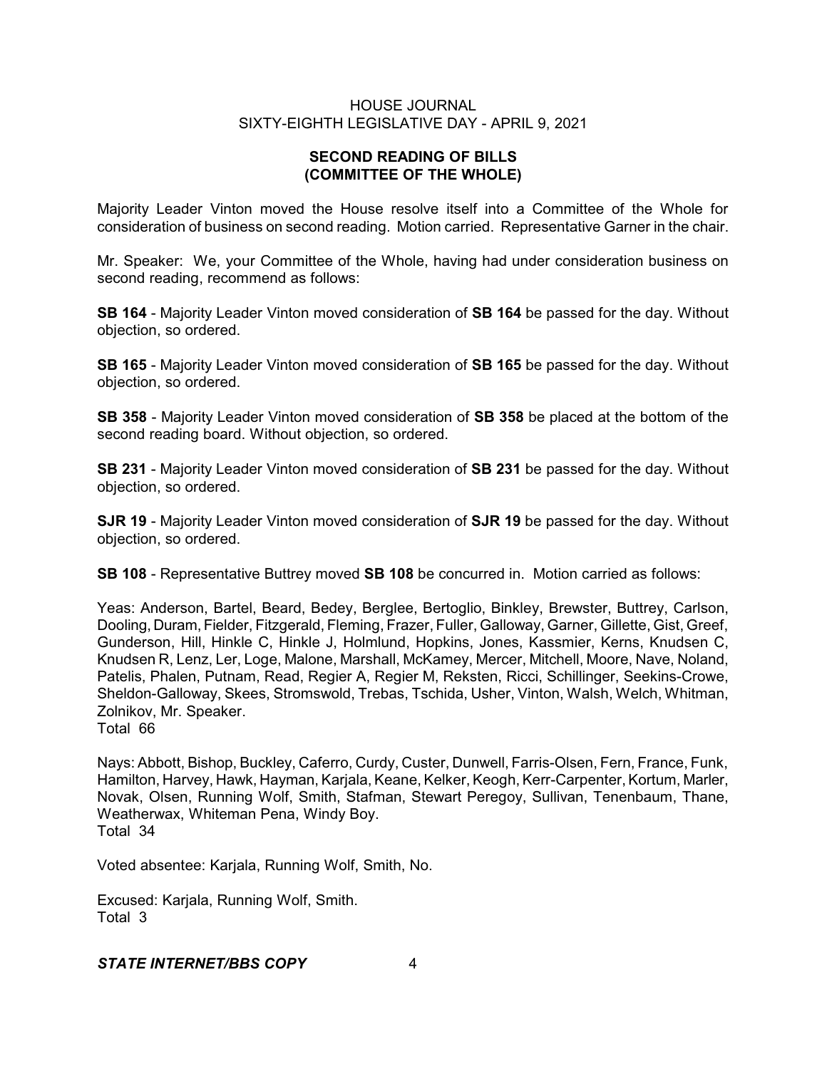## SECOND READING OF BILLS (COMMITTEE OF THE WHOLE)

Majority Leader Vinton moved the House resolve itself into a Committee of the Whole for consideration of business on second reading. Motion carried. Representative Garner in the chair.

Mr. Speaker: We, your Committee of the Whole, having had under consideration business on second reading, recommend as follows:

**SB 164** - Majority Leader Vinton moved consideration of **SB 164** be passed for the day. Without objection, so ordered.

**SB 165** - Majority Leader Vinton moved consideration of **SB 165** be passed for the day. Without objection, so ordered.

**SB 358** - Majority Leader Vinton moved consideration of **SB 358** be placed at the bottom of the second reading board. Without objection, so ordered.

**SB 231** - Majority Leader Vinton moved consideration of **SB 231** be passed for the day. Without objection, so ordered.

**SJR 19** - Majority Leader Vinton moved consideration of **SJR 19** be passed for the day. Without objection, so ordered.

**SB 108** - Representative Buttrey moved **SB 108** be concurred in. Motion carried as follows:

Yeas: Anderson, Bartel, Beard, Bedey, Berglee, Bertoglio, Binkley, Brewster, Buttrey, Carlson, Dooling, Duram, Fielder, Fitzgerald, Fleming, Frazer, Fuller, Galloway, Garner, Gillette, Gist, Greef, Gunderson, Hill, Hinkle C, Hinkle J, Holmlund, Hopkins, Jones, Kassmier, Kerns, Knudsen C, Knudsen R, Lenz, Ler, Loge, Malone, Marshall, McKamey, Mercer, Mitchell, Moore, Nave, Noland, Patelis, Phalen, Putnam, Read, Regier A, Regier M, Reksten, Ricci, Schillinger, Seekins-Crowe, Sheldon-Galloway, Skees, Stromswold, Trebas, Tschida, Usher, Vinton, Walsh, Welch, Whitman, Zolnikov, Mr. Speaker.
Total 66

Nays: Abbott, Bishop, Buckley, Caferro, Curdy, Custer, Dunwell, Farris-Olsen, Fern, France, Funk, Hamilton, Harvey, Hawk, Hayman, Karjala, Keane, Kelker, Keogh, Kerr-Carpenter, Kortum, Marler, Novak, Olsen, Running Wolf, Smith, Stafman, Stewart Peregoy, Sullivan, Tenenbaum, Thane, Weatherwax, Whiteman Pena, Windy Boy.
Total 34

Voted absentee: Karjala, Running Wolf, Smith, No.

Excused: Karjala, Running Wolf, Smith.
Total 3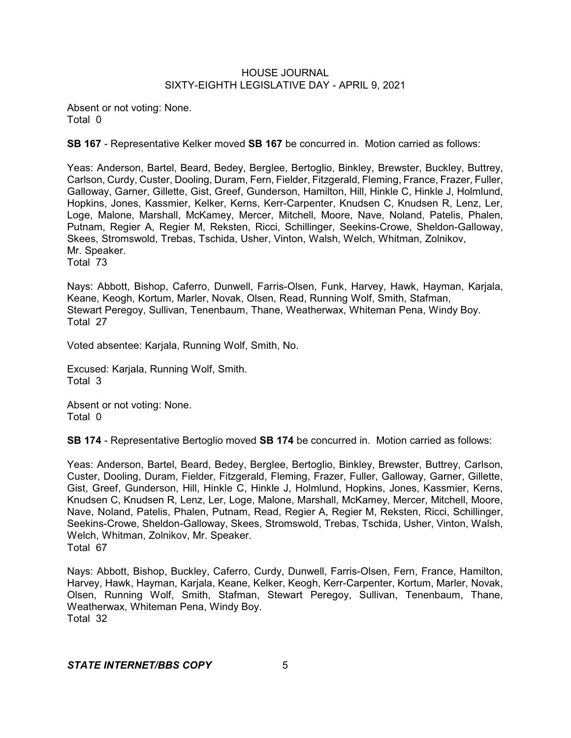Absent or not voting: None.
Total 0

**SB 167** - Representative Kelker moved **SB 167** be concurred in. Motion carried as follows:

Yeas: Anderson, Bartel, Beard, Bedey, Berglee, Bertoglio, Binkley, Brewster, Buckley, Buttrey, Carlson, Curdy, Custer, Dooling, Duram, Fern, Fielder, Fitzgerald, Fleming, France, Frazer, Fuller, Galloway, Garner, Gillette, Gist, Greef, Gunderson, Hamilton, Hill, Hinkle C, Hinkle J, Holmlund, Hopkins, Jones, Kassmier, Kelker, Kerns, Kerr-Carpenter, Knudsen C, Knudsen R, Lenz, Ler, Loge, Malone, Marshall, McKamey, Mercer, Mitchell, Moore, Nave, Noland, Patelis, Phalen, Putnam, Regier A, Regier M, Reksten, Ricci, Schillinger, Seekins-Crowe, Sheldon-Galloway, Skees, Stromswold, Trebas, Tschida, Usher, Vinton, Walsh, Welch, Whitman, Zolnikov, Mr. Speaker.
Total 73

Nays: Abbott, Bishop, Caferro, Dunwell, Farris-Olsen, Funk, Harvey, Hawk, Hayman, Karjala, Keane, Keogh, Kortum, Marler, Novak, Olsen, Read, Running Wolf, Smith, Stafman, Stewart Peregoy, Sullivan, Tenenbaum, Thane, Weatherwax, Whiteman Pena, Windy Boy.
Total 27

Voted absentee: Karjala, Running Wolf, Smith, No.

Excused: Karjala, Running Wolf, Smith.
Total 3

Absent or not voting: None.
Total 0

**SB 174** - Representative Bertoglio moved **SB 174** be concurred in. Motion carried as follows:

Yeas: Anderson, Bartel, Beard, Bedey, Berglee, Bertoglio, Binkley, Brewster, Buttrey, Carlson, Custer, Dooling, Duram, Fielder, Fitzgerald, Fleming, Frazer, Fuller, Galloway, Garner, Gillette, Gist, Greef, Gunderson, Hill, Hinkle C, Hinkle J, Holmlund, Hopkins, Jones, Kassmier, Kerns, Knudsen C, Knudsen R, Lenz, Ler, Loge, Malone, Marshall, McKamey, Mercer, Mitchell, Moore, Nave, Noland, Patelis, Phalen, Putnam, Read, Regier A, Regier M, Reksten, Ricci, Schillinger, Seekins-Crowe, Sheldon-Galloway, Skees, Stromswold, Trebas, Tschida, Usher, Vinton, Walsh, Welch, Whitman, Zolnikov, Mr. Speaker.
Total 67

Nays: Abbott, Bishop, Buckley, Caferro, Curdy, Dunwell, Farris-Olsen, Fern, France, Hamilton, Harvey, Hawk, Hayman, Karjala, Keane, Kelker, Keogh, Kerr-Carpenter, Kortum, Marler, Novak, Olsen, Running Wolf, Smith, Stafman, Stewart Peregoy, Sullivan, Tenenbaum, Thane, Weatherwax, Whiteman Pena, Windy Boy.
Total 32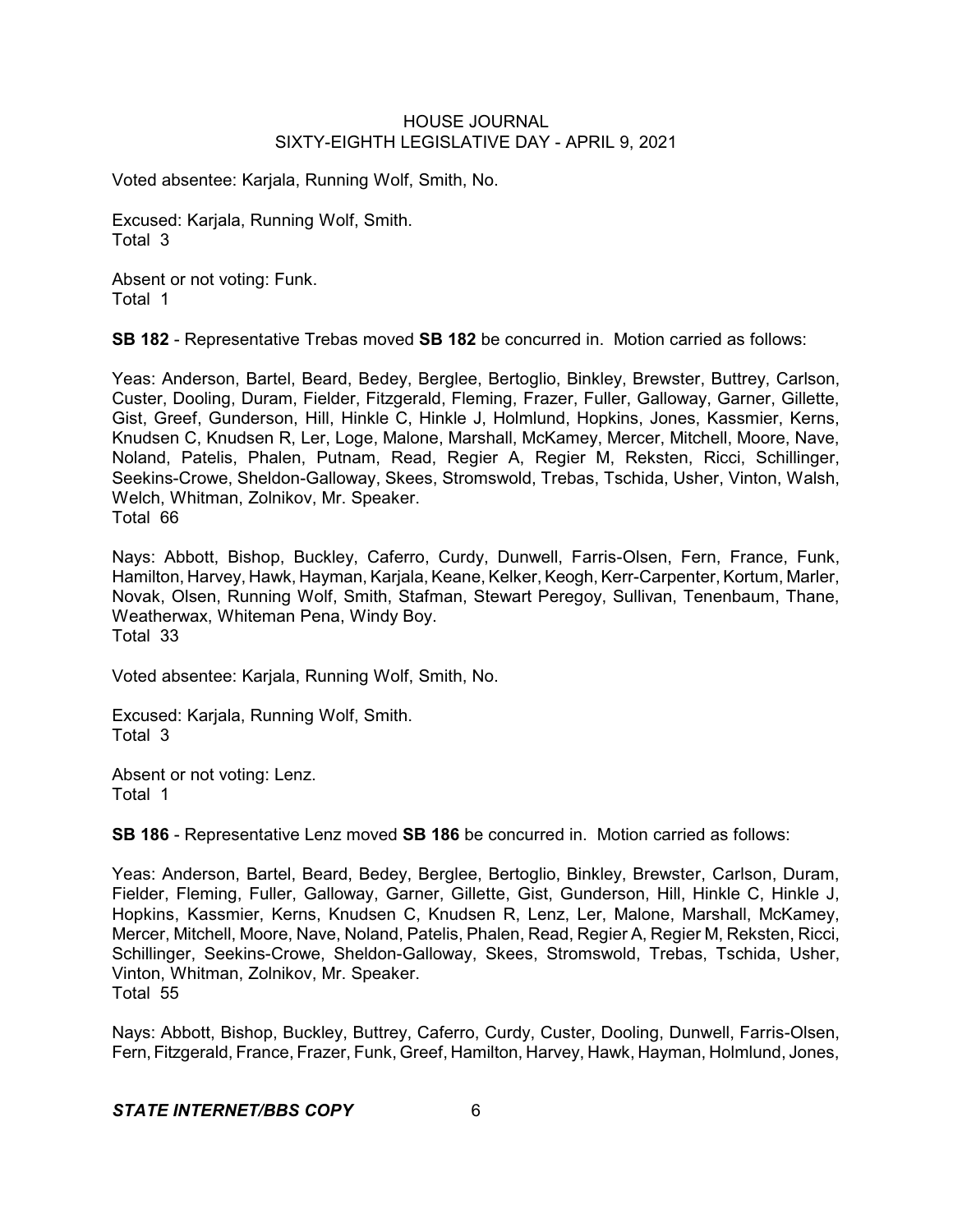Voted absentee: Karjala, Running Wolf, Smith, No.

Excused: Karjala, Running Wolf, Smith.
Total 3

Absent or not voting: Funk.
Total 1

**SB 182** - Representative Trebas moved **SB 182** be concurred in. Motion carried as follows:

Yeas: Anderson, Bartel, Beard, Bedey, Berglee, Bertoglio, Binkley, Brewster, Buttrey, Carlson, Custer, Dooling, Duram, Fielder, Fitzgerald, Fleming, Frazer, Fuller, Galloway, Garner, Gillette, Gist, Greef, Gunderson, Hill, Hinkle C, Hinkle J, Holmlund, Hopkins, Jones, Kassmier, Kerns, Knudsen C, Knudsen R, Ler, Loge, Malone, Marshall, McKamey, Mercer, Mitchell, Moore, Nave, Noland, Patelis, Phalen, Putnam, Read, Regier A, Regier M, Reksten, Ricci, Schillinger, Seekins-Crowe, Sheldon-Galloway, Skees, Stromswold, Trebas, Tschida, Usher, Vinton, Walsh, Welch, Whitman, Zolnikov, Mr. Speaker.
Total 66

Nays: Abbott, Bishop, Buckley, Caferro, Curdy, Dunwell, Farris-Olsen, Fern, France, Funk, Hamilton, Harvey, Hawk, Hayman, Karjala, Keane, Kelker, Keogh, Kerr-Carpenter, Kortum, Marler, Novak, Olsen, Running Wolf, Smith, Stafman, Stewart Peregoy, Sullivan, Tenenbaum, Thane, Weatherwax, Whiteman Pena, Windy Boy.
Total 33

Voted absentee: Karjala, Running Wolf, Smith, No.

Excused: Karjala, Running Wolf, Smith.
Total 3

Absent or not voting: Lenz.
Total 1

**SB 186** - Representative Lenz moved **SB 186** be concurred in. Motion carried as follows:

Yeas: Anderson, Bartel, Beard, Bedey, Berglee, Bertoglio, Binkley, Brewster, Carlson, Duram, Fielder, Fleming, Fuller, Galloway, Garner, Gillette, Gist, Gunderson, Hill, Hinkle C, Hinkle J, Hopkins, Kassmier, Kerns, Knudsen C, Knudsen R, Lenz, Ler, Malone, Marshall, McKamey, Mercer, Mitchell, Moore, Nave, Noland, Patelis, Phalen, Read, Regier A, Regier M, Reksten, Ricci, Schillinger, Seekins-Crowe, Sheldon-Galloway, Skees, Stromswold, Trebas, Tschida, Usher, Vinton, Whitman, Zolnikov, Mr. Speaker.
Total 55

Nays: Abbott, Bishop, Buckley, Buttrey, Caferro, Curdy, Custer, Dooling, Dunwell, Farris-Olsen, Fern, Fitzgerald, France, Frazer, Funk, Greef, Hamilton, Harvey, Hawk, Hayman, Holmlund, Jones,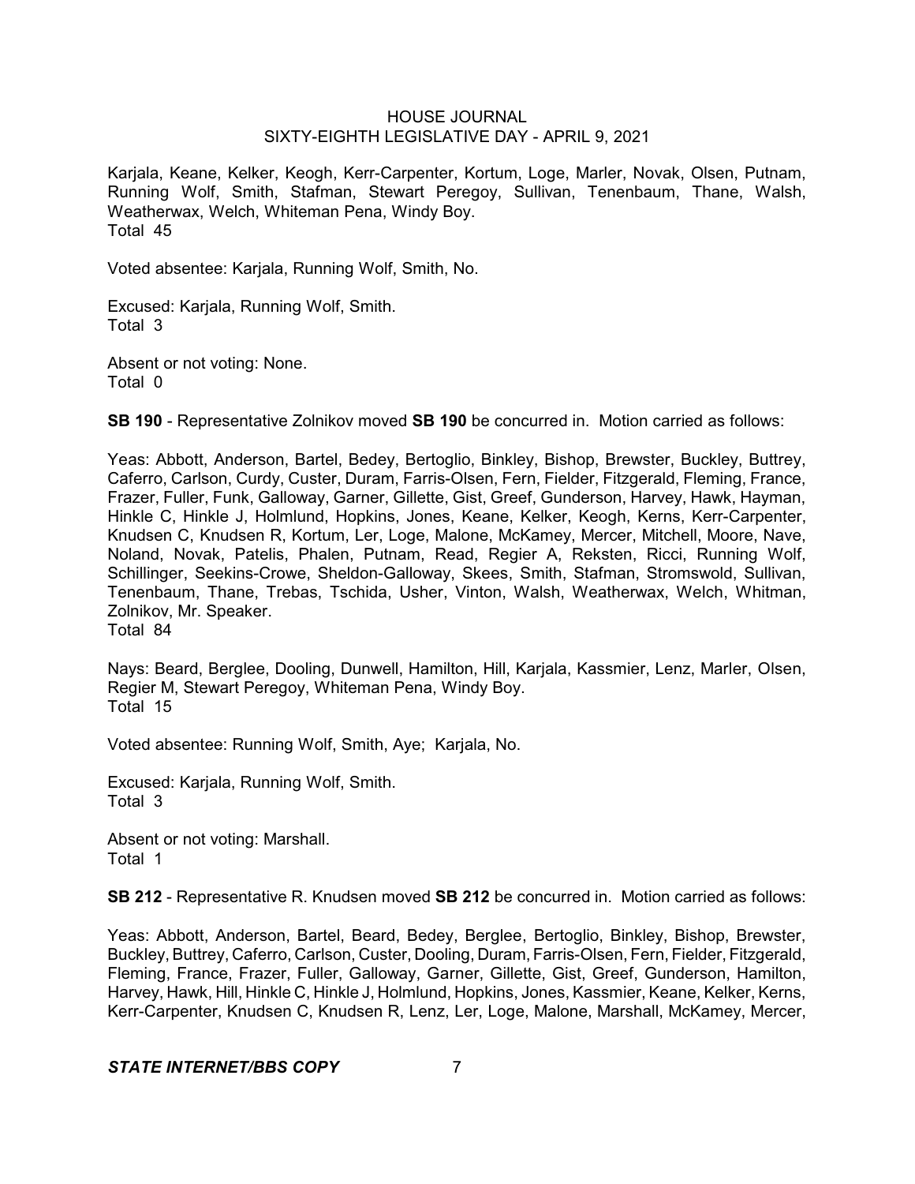Karjala, Keane, Kelker, Keogh, Kerr-Carpenter, Kortum, Loge, Marler, Novak, Olsen, Putnam, Running Wolf, Smith, Stafman, Stewart Peregoy, Sullivan, Tenenbaum, Thane, Walsh, Weatherwax, Welch, Whiteman Pena, Windy Boy.
Total 45

Voted absentee: Karjala, Running Wolf, Smith, No.

Excused: Karjala, Running Wolf, Smith.
Total 3

Absent or not voting: None.
Total 0

**SB 190** - Representative Zolnikov moved **SB 190** be concurred in. Motion carried as follows:

Yeas: Abbott, Anderson, Bartel, Bedey, Bertoglio, Binkley, Bishop, Brewster, Buckley, Buttrey, Caferro, Carlson, Curdy, Custer, Duram, Farris-Olsen, Fern, Fielder, Fitzgerald, Fleming, France, Frazer, Fuller, Funk, Galloway, Garner, Gillette, Gist, Greef, Gunderson, Harvey, Hawk, Hayman, Hinkle C, Hinkle J, Holmlund, Hopkins, Jones, Keane, Kelker, Keogh, Kerns, Kerr-Carpenter, Knudsen C, Knudsen R, Kortum, Ler, Loge, Malone, McKamey, Mercer, Mitchell, Moore, Nave, Noland, Novak, Patelis, Phalen, Putnam, Read, Regier A, Reksten, Ricci, Running Wolf, Schillinger, Seekins-Crowe, Sheldon-Galloway, Skees, Smith, Stafman, Stromswold, Sullivan, Tenenbaum, Thane, Trebas, Tschida, Usher, Vinton, Walsh, Weatherwax, Welch, Whitman, Zolnikov, Mr. Speaker.
Total 84

Nays: Beard, Berglee, Dooling, Dunwell, Hamilton, Hill, Karjala, Kassmier, Lenz, Marler, Olsen, Regier M, Stewart Peregoy, Whiteman Pena, Windy Boy.
Total 15

Voted absentee: Running Wolf, Smith, Aye; Karjala, No.

Excused: Karjala, Running Wolf, Smith.
Total 3

Absent or not voting: Marshall.
Total 1

**SB 212** - Representative R. Knudsen moved **SB 212** be concurred in. Motion carried as follows:

Yeas: Abbott, Anderson, Bartel, Beard, Bedey, Berglee, Bertoglio, Binkley, Bishop, Brewster, Buckley, Buttrey, Caferro, Carlson, Custer, Dooling, Duram, Farris-Olsen, Fern, Fielder, Fitzgerald, Fleming, France, Frazer, Fuller, Galloway, Garner, Gillette, Gist, Greef, Gunderson, Hamilton, Harvey, Hawk, Hill, Hinkle C, Hinkle J, Holmlund, Hopkins, Jones, Kassmier, Keane, Kelker, Kerns, Kerr-Carpenter, Knudsen C, Knudsen R, Lenz, Ler, Loge, Malone, Marshall, McKamey, Mercer,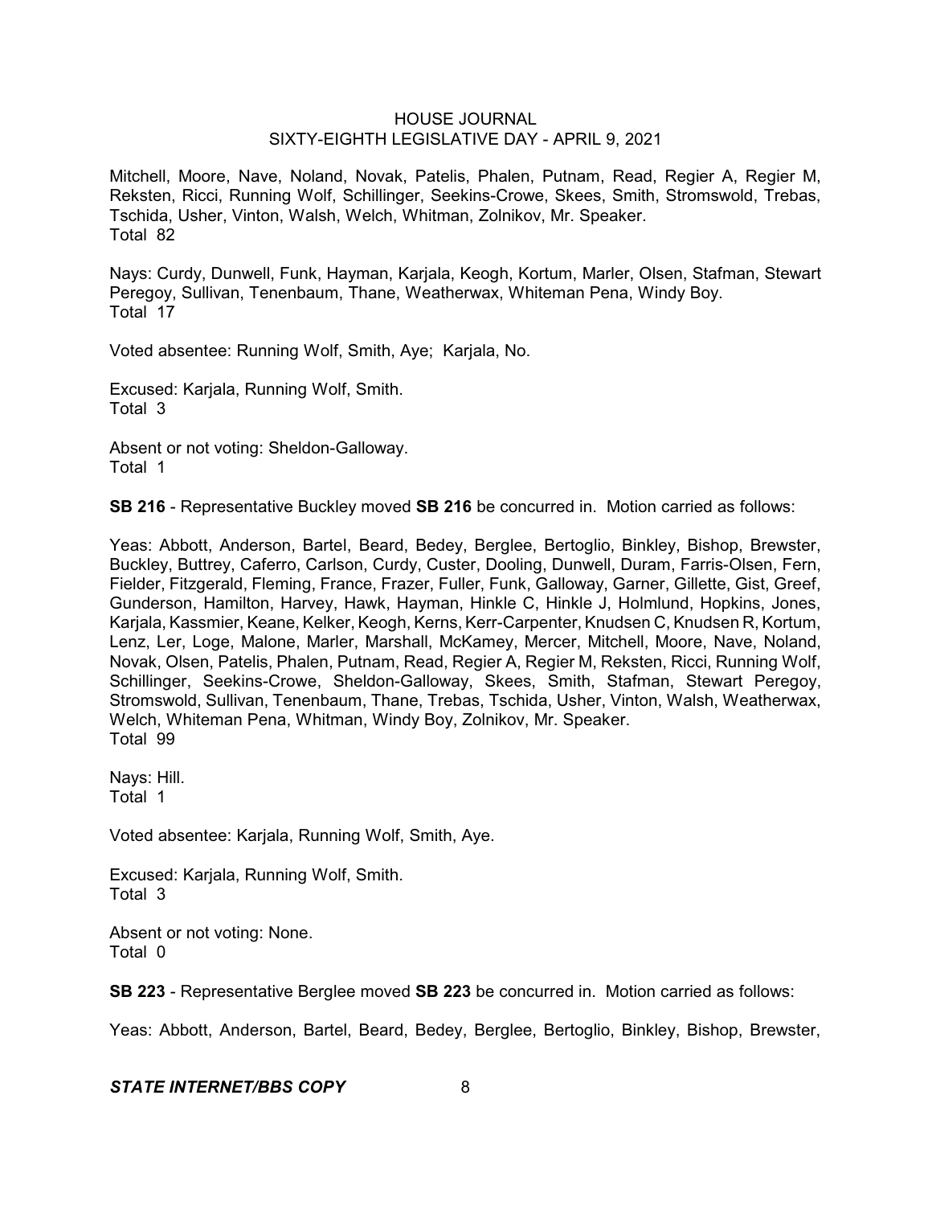Mitchell, Moore, Nave, Noland, Novak, Patelis, Phalen, Putnam, Read, Regier A, Regier M, Reksten, Ricci, Running Wolf, Schillinger, Seekins-Crowe, Skees, Smith, Stromswold, Trebas, Tschida, Usher, Vinton, Walsh, Welch, Whitman, Zolnikov, Mr. Speaker.
Total 82

Nays: Curdy, Dunwell, Funk, Hayman, Karjala, Keogh, Kortum, Marler, Olsen, Stafman, Stewart Peregoy, Sullivan, Tenenbaum, Thane, Weatherwax, Whiteman Pena, Windy Boy.
Total 17

Voted absentee: Running Wolf, Smith, Aye; Karjala, No.

Excused: Karjala, Running Wolf, Smith.
Total 3

Absent or not voting: Sheldon-Galloway.
Total 1

**SB 216** - Representative Buckley moved **SB 216** be concurred in. Motion carried as follows:

Yeas: Abbott, Anderson, Bartel, Beard, Bedey, Berglee, Bertoglio, Binkley, Bishop, Brewster, Buckley, Buttrey, Caferro, Carlson, Curdy, Custer, Dooling, Dunwell, Duram, Farris-Olsen, Fern, Fielder, Fitzgerald, Fleming, France, Frazer, Fuller, Funk, Galloway, Garner, Gillette, Gist, Greef, Gunderson, Hamilton, Harvey, Hawk, Hayman, Hinkle C, Hinkle J, Holmlund, Hopkins, Jones, Karjala, Kassmier, Keane, Kelker, Keogh, Kerns, Kerr-Carpenter, Knudsen C, Knudsen R, Kortum, Lenz, Ler, Loge, Malone, Marler, Marshall, McKamey, Mercer, Mitchell, Moore, Nave, Noland, Novak, Olsen, Patelis, Phalen, Putnam, Read, Regier A, Regier M, Reksten, Ricci, Running Wolf, Schillinger, Seekins-Crowe, Sheldon-Galloway, Skees, Smith, Stafman, Stewart Peregoy, Stromswold, Sullivan, Tenenbaum, Thane, Trebas, Tschida, Usher, Vinton, Walsh, Weatherwax, Welch, Whiteman Pena, Whitman, Windy Boy, Zolnikov, Mr. Speaker.
Total 99

Nays: Hill.
Total 1

Voted absentee: Karjala, Running Wolf, Smith, Aye.

Excused: Karjala, Running Wolf, Smith.
Total 3

Absent or not voting: None.
Total 0

**SB 223** - Representative Berglee moved **SB 223** be concurred in. Motion carried as follows:

Yeas: Abbott, Anderson, Bartel, Beard, Bedey, Berglee, Bertoglio, Binkley, Bishop, Brewster,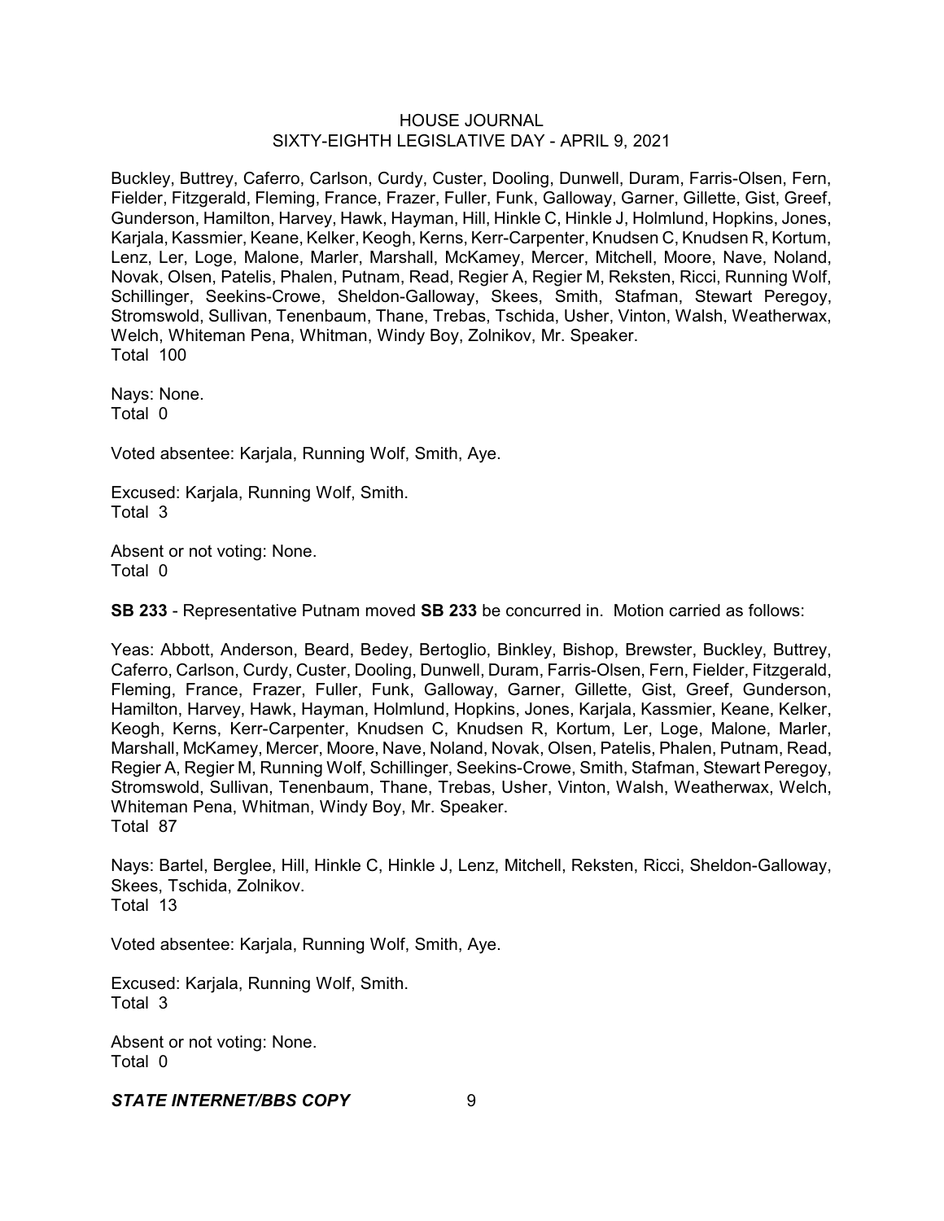Buckley, Buttrey, Caferro, Carlson, Curdy, Custer, Dooling, Dunwell, Duram, Farris-Olsen, Fern, Fielder, Fitzgerald, Fleming, France, Frazer, Fuller, Funk, Galloway, Garner, Gillette, Gist, Greef, Gunderson, Hamilton, Harvey, Hawk, Hayman, Hill, Hinkle C, Hinkle J, Holmlund, Hopkins, Jones, Karjala, Kassmier, Keane, Kelker, Keogh, Kerns, Kerr-Carpenter, Knudsen C, Knudsen R, Kortum, Lenz, Ler, Loge, Malone, Marler, Marshall, McKamey, Mercer, Mitchell, Moore, Nave, Noland, Novak, Olsen, Patelis, Phalen, Putnam, Read, Regier A, Regier M, Reksten, Ricci, Running Wolf, Schillinger, Seekins-Crowe, Sheldon-Galloway, Skees, Smith, Stafman, Stewart Peregoy, Stromswold, Sullivan, Tenenbaum, Thane, Trebas, Tschida, Usher, Vinton, Walsh, Weatherwax, Welch, Whiteman Pena, Whitman, Windy Boy, Zolnikov, Mr. Speaker.
Total 100

Nays: None.
Total 0

Voted absentee: Karjala, Running Wolf, Smith, Aye.

Excused: Karjala, Running Wolf, Smith.
Total 3

Absent or not voting: None.
Total 0

**SB 233** - Representative Putnam moved **SB 233** be concurred in. Motion carried as follows:

Yeas: Abbott, Anderson, Beard, Bedey, Bertoglio, Binkley, Bishop, Brewster, Buckley, Buttrey, Caferro, Carlson, Curdy, Custer, Dooling, Dunwell, Duram, Farris-Olsen, Fern, Fielder, Fitzgerald, Fleming, France, Frazer, Fuller, Funk, Galloway, Garner, Gillette, Gist, Greef, Gunderson, Hamilton, Harvey, Hawk, Hayman, Holmlund, Hopkins, Jones, Karjala, Kassmier, Keane, Kelker, Keogh, Kerns, Kerr-Carpenter, Knudsen C, Knudsen R, Kortum, Ler, Loge, Malone, Marler, Marshall, McKamey, Mercer, Moore, Nave, Noland, Novak, Olsen, Patelis, Phalen, Putnam, Read, Regier A, Regier M, Running Wolf, Schillinger, Seekins-Crowe, Smith, Stafman, Stewart Peregoy, Stromswold, Sullivan, Tenenbaum, Thane, Trebas, Usher, Vinton, Walsh, Weatherwax, Welch, Whiteman Pena, Whitman, Windy Boy, Mr. Speaker.
Total 87

Nays: Bartel, Berglee, Hill, Hinkle C, Hinkle J, Lenz, Mitchell, Reksten, Ricci, Sheldon-Galloway, Skees, Tschida, Zolnikov.
Total 13

Voted absentee: Karjala, Running Wolf, Smith, Aye.

Excused: Karjala, Running Wolf, Smith.
Total 3

Absent or not voting: None.
Total 0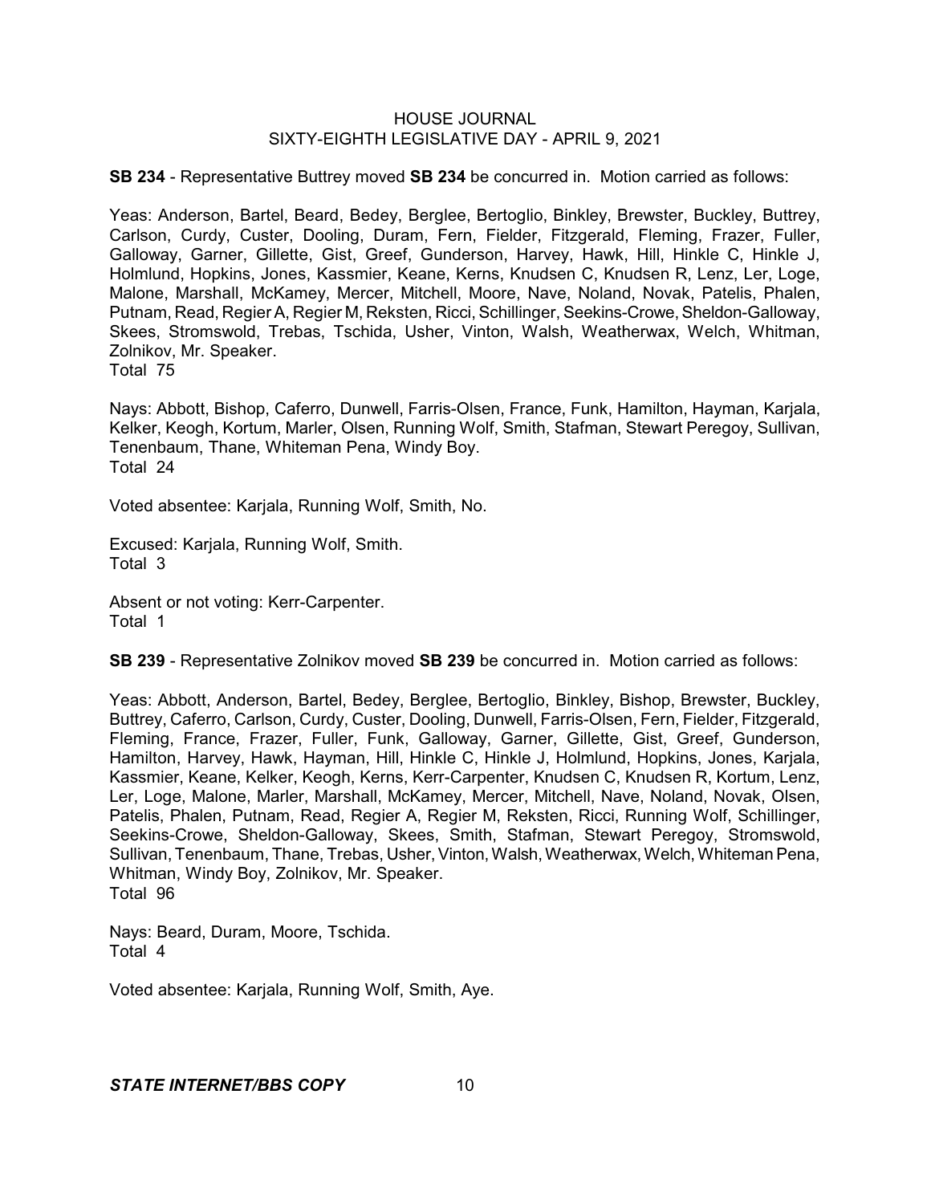**SB 234** - Representative Buttrey moved **SB 234** be concurred in. Motion carried as follows:

Yeas: Anderson, Bartel, Beard, Bedey, Berglee, Bertoglio, Binkley, Brewster, Buckley, Buttrey, Carlson, Curdy, Custer, Dooling, Duram, Fern, Fielder, Fitzgerald, Fleming, Frazer, Fuller, Galloway, Garner, Gillette, Gist, Greef, Gunderson, Harvey, Hawk, Hill, Hinkle C, Hinkle J, Holmlund, Hopkins, Jones, Kassmier, Keane, Kerns, Knudsen C, Knudsen R, Lenz, Ler, Loge, Malone, Marshall, McKamey, Mercer, Mitchell, Moore, Nave, Noland, Novak, Patelis, Phalen, Putnam, Read, Regier A, Regier M, Reksten, Ricci, Schillinger, Seekins-Crowe, Sheldon-Galloway, Skees, Stromswold, Trebas, Tschida, Usher, Vinton, Walsh, Weatherwax, Welch, Whitman, Zolnikov, Mr. Speaker.
Total 75

Nays: Abbott, Bishop, Caferro, Dunwell, Farris-Olsen, France, Funk, Hamilton, Hayman, Karjala, Kelker, Keogh, Kortum, Marler, Olsen, Running Wolf, Smith, Stafman, Stewart Peregoy, Sullivan, Tenenbaum, Thane, Whiteman Pena, Windy Boy.
Total 24

Voted absentee: Karjala, Running Wolf, Smith, No.

Excused: Karjala, Running Wolf, Smith.
Total 3

Absent or not voting: Kerr-Carpenter.
Total 1

**SB 239** - Representative Zolnikov moved **SB 239** be concurred in. Motion carried as follows:

Yeas: Abbott, Anderson, Bartel, Bedey, Berglee, Bertoglio, Binkley, Bishop, Brewster, Buckley, Buttrey, Caferro, Carlson, Curdy, Custer, Dooling, Dunwell, Farris-Olsen, Fern, Fielder, Fitzgerald, Fleming, France, Frazer, Fuller, Funk, Galloway, Garner, Gillette, Gist, Greef, Gunderson, Hamilton, Harvey, Hawk, Hayman, Hill, Hinkle C, Hinkle J, Holmlund, Hopkins, Jones, Karjala, Kassmier, Keane, Kelker, Keogh, Kerns, Kerr-Carpenter, Knudsen C, Knudsen R, Kortum, Lenz, Ler, Loge, Malone, Marler, Marshall, McKamey, Mercer, Mitchell, Nave, Noland, Novak, Olsen, Patelis, Phalen, Putnam, Read, Regier A, Regier M, Reksten, Ricci, Running Wolf, Schillinger, Seekins-Crowe, Sheldon-Galloway, Skees, Smith, Stafman, Stewart Peregoy, Stromswold, Sullivan, Tenenbaum, Thane, Trebas, Usher, Vinton, Walsh, Weatherwax, Welch, Whiteman Pena, Whitman, Windy Boy, Zolnikov, Mr. Speaker.
Total 96

Nays: Beard, Duram, Moore, Tschida.
Total 4

Voted absentee: Karjala, Running Wolf, Smith, Aye.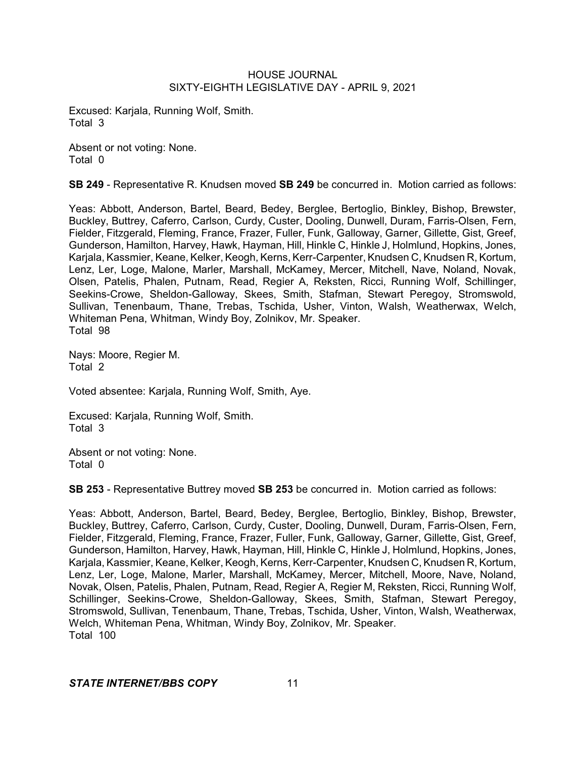Excused: Karjala, Running Wolf, Smith.
Total 3

Absent or not voting: None.
Total 0

**SB 249** - Representative R. Knudsen moved **SB 249** be concurred in. Motion carried as follows:

Yeas: Abbott, Anderson, Bartel, Beard, Bedey, Berglee, Bertoglio, Binkley, Bishop, Brewster, Buckley, Buttrey, Caferro, Carlson, Curdy, Custer, Dooling, Dunwell, Duram, Farris-Olsen, Fern, Fielder, Fitzgerald, Fleming, France, Frazer, Fuller, Funk, Galloway, Garner, Gillette, Gist, Greef, Gunderson, Hamilton, Harvey, Hawk, Hayman, Hill, Hinkle C, Hinkle J, Holmlund, Hopkins, Jones, Karjala, Kassmier, Keane, Kelker, Keogh, Kerns, Kerr-Carpenter, Knudsen C, Knudsen R, Kortum, Lenz, Ler, Loge, Malone, Marler, Marshall, McKamey, Mercer, Mitchell, Nave, Noland, Novak, Olsen, Patelis, Phalen, Putnam, Read, Regier A, Reksten, Ricci, Running Wolf, Schillinger, Seekins-Crowe, Sheldon-Galloway, Skees, Smith, Stafman, Stewart Peregoy, Stromswold, Sullivan, Tenenbaum, Thane, Trebas, Tschida, Usher, Vinton, Walsh, Weatherwax, Welch, Whiteman Pena, Whitman, Windy Boy, Zolnikov, Mr. Speaker.
Total 98

Nays: Moore, Regier M.
Total 2

Voted absentee: Karjala, Running Wolf, Smith, Aye.

Excused: Karjala, Running Wolf, Smith.
Total 3

Absent or not voting: None.
Total 0

**SB 253** - Representative Buttrey moved **SB 253** be concurred in. Motion carried as follows:

Yeas: Abbott, Anderson, Bartel, Beard, Bedey, Berglee, Bertoglio, Binkley, Bishop, Brewster, Buckley, Buttrey, Caferro, Carlson, Curdy, Custer, Dooling, Dunwell, Duram, Farris-Olsen, Fern, Fielder, Fitzgerald, Fleming, France, Frazer, Fuller, Funk, Galloway, Garner, Gillette, Gist, Greef, Gunderson, Hamilton, Harvey, Hawk, Hayman, Hill, Hinkle C, Hinkle J, Holmlund, Hopkins, Jones, Karjala, Kassmier, Keane, Kelker, Keogh, Kerns, Kerr-Carpenter, Knudsen C, Knudsen R, Kortum, Lenz, Ler, Loge, Malone, Marler, Marshall, McKamey, Mercer, Mitchell, Moore, Nave, Noland, Novak, Olsen, Patelis, Phalen, Putnam, Read, Regier A, Regier M, Reksten, Ricci, Running Wolf, Schillinger, Seekins-Crowe, Sheldon-Galloway, Skees, Smith, Stafman, Stewart Peregoy, Stromswold, Sullivan, Tenenbaum, Thane, Trebas, Tschida, Usher, Vinton, Walsh, Weatherwax, Welch, Whiteman Pena, Whitman, Windy Boy, Zolnikov, Mr. Speaker.
Total 100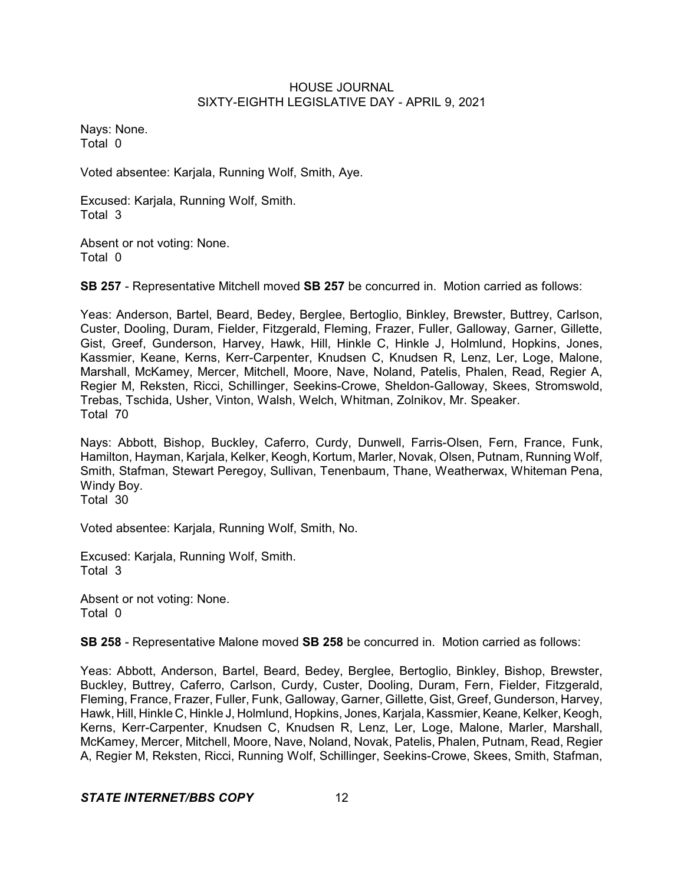Nays: None.
Total 0

Voted absentee: Karjala, Running Wolf, Smith, Aye.

Excused: Karjala, Running Wolf, Smith.
Total 3

Absent or not voting: None.
Total 0

**SB 257** - Representative Mitchell moved **SB 257** be concurred in. Motion carried as follows:

Yeas: Anderson, Bartel, Beard, Bedey, Berglee, Bertoglio, Binkley, Brewster, Buttrey, Carlson, Custer, Dooling, Duram, Fielder, Fitzgerald, Fleming, Frazer, Fuller, Galloway, Garner, Gillette, Gist, Greef, Gunderson, Harvey, Hawk, Hill, Hinkle C, Hinkle J, Holmlund, Hopkins, Jones, Kassmier, Keane, Kerns, Kerr-Carpenter, Knudsen C, Knudsen R, Lenz, Ler, Loge, Malone, Marshall, McKamey, Mercer, Mitchell, Moore, Nave, Noland, Patelis, Phalen, Read, Regier A, Regier M, Reksten, Ricci, Schillinger, Seekins-Crowe, Sheldon-Galloway, Skees, Stromswold, Trebas, Tschida, Usher, Vinton, Walsh, Welch, Whitman, Zolnikov, Mr. Speaker.
Total 70

Nays: Abbott, Bishop, Buckley, Caferro, Curdy, Dunwell, Farris-Olsen, Fern, France, Funk, Hamilton, Hayman, Karjala, Kelker, Keogh, Kortum, Marler, Novak, Olsen, Putnam, Running Wolf, Smith, Stafman, Stewart Peregoy, Sullivan, Tenenbaum, Thane, Weatherwax, Whiteman Pena, Windy Boy.
Total 30

Voted absentee: Karjala, Running Wolf, Smith, No.

Excused: Karjala, Running Wolf, Smith.
Total 3

Absent or not voting: None.
Total 0

**SB 258** - Representative Malone moved **SB 258** be concurred in. Motion carried as follows:

Yeas: Abbott, Anderson, Bartel, Beard, Bedey, Berglee, Bertoglio, Binkley, Bishop, Brewster, Buckley, Buttrey, Caferro, Carlson, Curdy, Custer, Dooling, Duram, Fern, Fielder, Fitzgerald, Fleming, France, Frazer, Fuller, Funk, Galloway, Garner, Gillette, Gist, Greef, Gunderson, Harvey, Hawk, Hill, Hinkle C, Hinkle J, Holmlund, Hopkins, Jones, Karjala, Kassmier, Keane, Kelker, Keogh, Kerns, Kerr-Carpenter, Knudsen C, Knudsen R, Lenz, Ler, Loge, Malone, Marler, Marshall, McKamey, Mercer, Mitchell, Moore, Nave, Noland, Novak, Patelis, Phalen, Putnam, Read, Regier A, Regier M, Reksten, Ricci, Running Wolf, Schillinger, Seekins-Crowe, Skees, Smith, Stafman,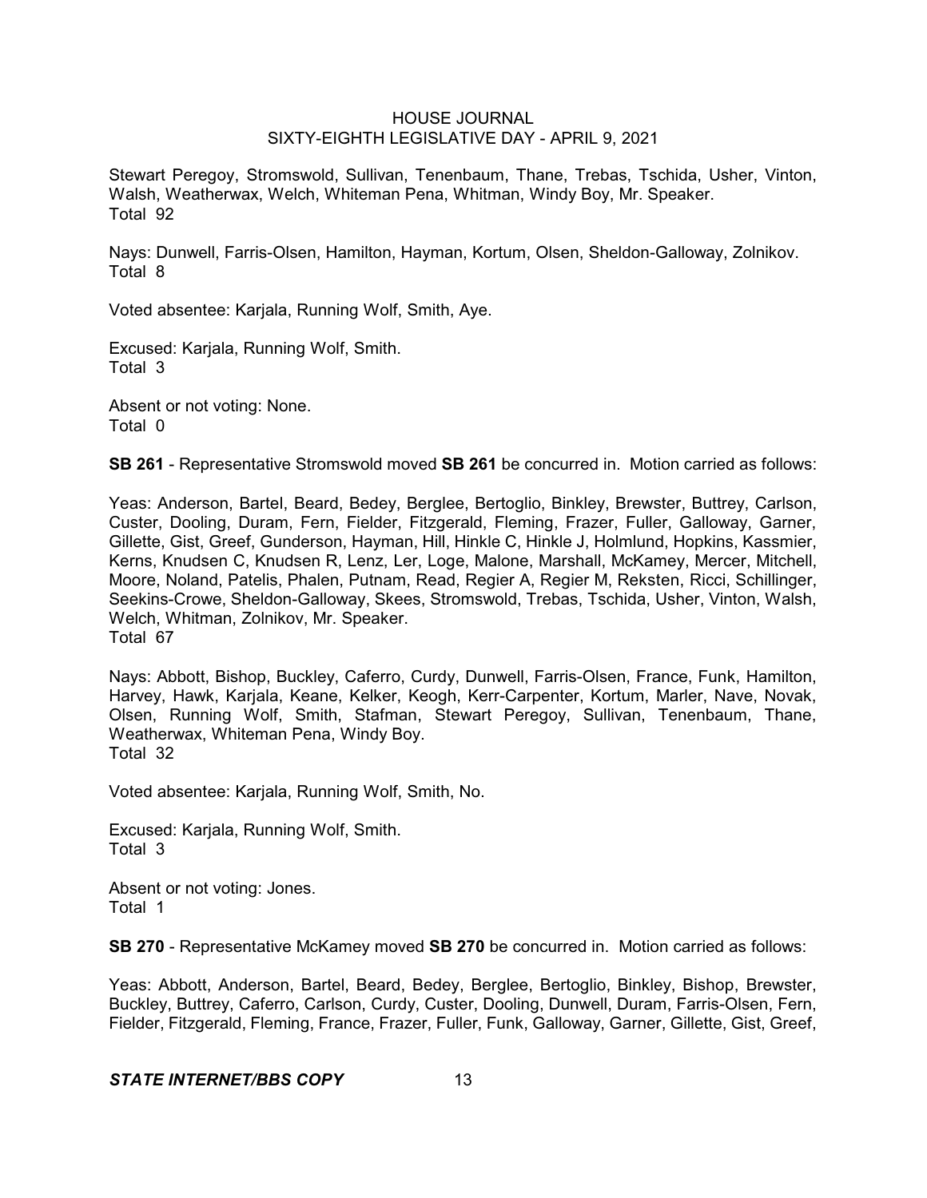Stewart Peregoy, Stromswold, Sullivan, Tenenbaum, Thane, Trebas, Tschida, Usher, Vinton, Walsh, Weatherwax, Welch, Whiteman Pena, Whitman, Windy Boy, Mr. Speaker.
Total 92

Nays: Dunwell, Farris-Olsen, Hamilton, Hayman, Kortum, Olsen, Sheldon-Galloway, Zolnikov.
Total 8

Voted absentee: Karjala, Running Wolf, Smith, Aye.

Excused: Karjala, Running Wolf, Smith.
Total 3

Absent or not voting: None.
Total 0

**SB 261** - Representative Stromswold moved **SB 261** be concurred in. Motion carried as follows:

Yeas: Anderson, Bartel, Beard, Bedey, Berglee, Bertoglio, Binkley, Brewster, Buttrey, Carlson, Custer, Dooling, Duram, Fern, Fielder, Fitzgerald, Fleming, Frazer, Fuller, Galloway, Garner, Gillette, Gist, Greef, Gunderson, Hayman, Hill, Hinkle C, Hinkle J, Holmlund, Hopkins, Kassmier, Kerns, Knudsen C, Knudsen R, Lenz, Ler, Loge, Malone, Marshall, McKamey, Mercer, Mitchell, Moore, Noland, Patelis, Phalen, Putnam, Read, Regier A, Regier M, Reksten, Ricci, Schillinger, Seekins-Crowe, Sheldon-Galloway, Skees, Stromswold, Trebas, Tschida, Usher, Vinton, Walsh, Welch, Whitman, Zolnikov, Mr. Speaker.
Total 67

Nays: Abbott, Bishop, Buckley, Caferro, Curdy, Dunwell, Farris-Olsen, France, Funk, Hamilton, Harvey, Hawk, Karjala, Keane, Kelker, Keogh, Kerr-Carpenter, Kortum, Marler, Nave, Novak, Olsen, Running Wolf, Smith, Stafman, Stewart Peregoy, Sullivan, Tenenbaum, Thane, Weatherwax, Whiteman Pena, Windy Boy.
Total 32

Voted absentee: Karjala, Running Wolf, Smith, No.

Excused: Karjala, Running Wolf, Smith.
Total 3

Absent or not voting: Jones.
Total 1

**SB 270** - Representative McKamey moved **SB 270** be concurred in. Motion carried as follows:

Yeas: Abbott, Anderson, Bartel, Beard, Bedey, Berglee, Bertoglio, Binkley, Bishop, Brewster, Buckley, Buttrey, Caferro, Carlson, Curdy, Custer, Dooling, Dunwell, Duram, Farris-Olsen, Fern, Fielder, Fitzgerald, Fleming, France, Frazer, Fuller, Funk, Galloway, Garner, Gillette, Gist, Greef,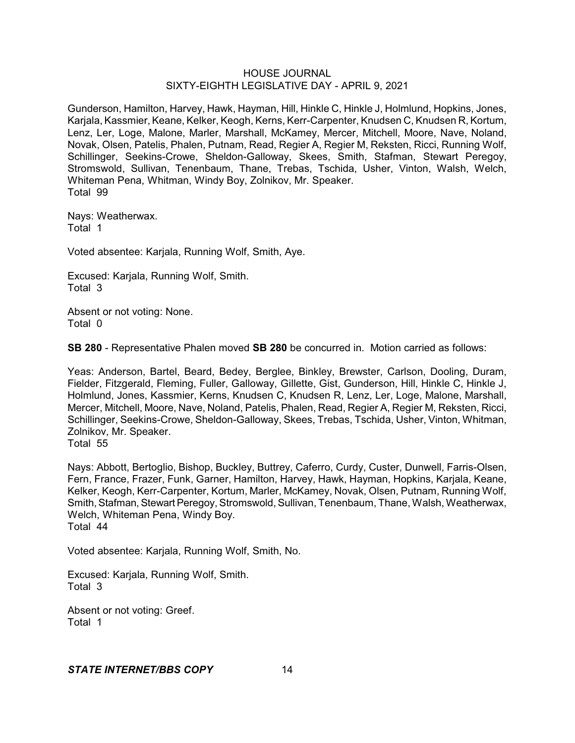Gunderson, Hamilton, Harvey, Hawk, Hayman, Hill, Hinkle C, Hinkle J, Holmlund, Hopkins, Jones, Karjala, Kassmier, Keane, Kelker, Keogh, Kerns, Kerr-Carpenter, Knudsen C, Knudsen R, Kortum, Lenz, Ler, Loge, Malone, Marler, Marshall, McKamey, Mercer, Mitchell, Moore, Nave, Noland, Novak, Olsen, Patelis, Phalen, Putnam, Read, Regier A, Regier M, Reksten, Ricci, Running Wolf, Schillinger, Seekins-Crowe, Sheldon-Galloway, Skees, Smith, Stafman, Stewart Peregoy, Stromswold, Sullivan, Tenenbaum, Thane, Trebas, Tschida, Usher, Vinton, Walsh, Welch, Whiteman Pena, Whitman, Windy Boy, Zolnikov, Mr. Speaker.
Total 99

Nays: Weatherwax.
Total 1

Voted absentee: Karjala, Running Wolf, Smith, Aye.

Excused: Karjala, Running Wolf, Smith.
Total 3

Absent or not voting: None.
Total 0

**SB 280** - Representative Phalen moved **SB 280** be concurred in. Motion carried as follows:

Yeas: Anderson, Bartel, Beard, Bedey, Berglee, Binkley, Brewster, Carlson, Dooling, Duram, Fielder, Fitzgerald, Fleming, Fuller, Galloway, Gillette, Gist, Gunderson, Hill, Hinkle C, Hinkle J, Holmlund, Jones, Kassmier, Kerns, Knudsen C, Knudsen R, Lenz, Ler, Loge, Malone, Marshall, Mercer, Mitchell, Moore, Nave, Noland, Patelis, Phalen, Read, Regier A, Regier M, Reksten, Ricci, Schillinger, Seekins-Crowe, Sheldon-Galloway, Skees, Trebas, Tschida, Usher, Vinton, Whitman, Zolnikov, Mr. Speaker.
Total 55

Nays: Abbott, Bertoglio, Bishop, Buckley, Buttrey, Caferro, Curdy, Custer, Dunwell, Farris-Olsen, Fern, France, Frazer, Funk, Garner, Hamilton, Harvey, Hawk, Hayman, Hopkins, Karjala, Keane, Kelker, Keogh, Kerr-Carpenter, Kortum, Marler, McKamey, Novak, Olsen, Putnam, Running Wolf, Smith, Stafman, Stewart Peregoy, Stromswold, Sullivan, Tenenbaum, Thane, Walsh, Weatherwax, Welch, Whiteman Pena, Windy Boy.
Total 44

Voted absentee: Karjala, Running Wolf, Smith, No.

Excused: Karjala, Running Wolf, Smith.
Total 3

Absent or not voting: Greef.
Total 1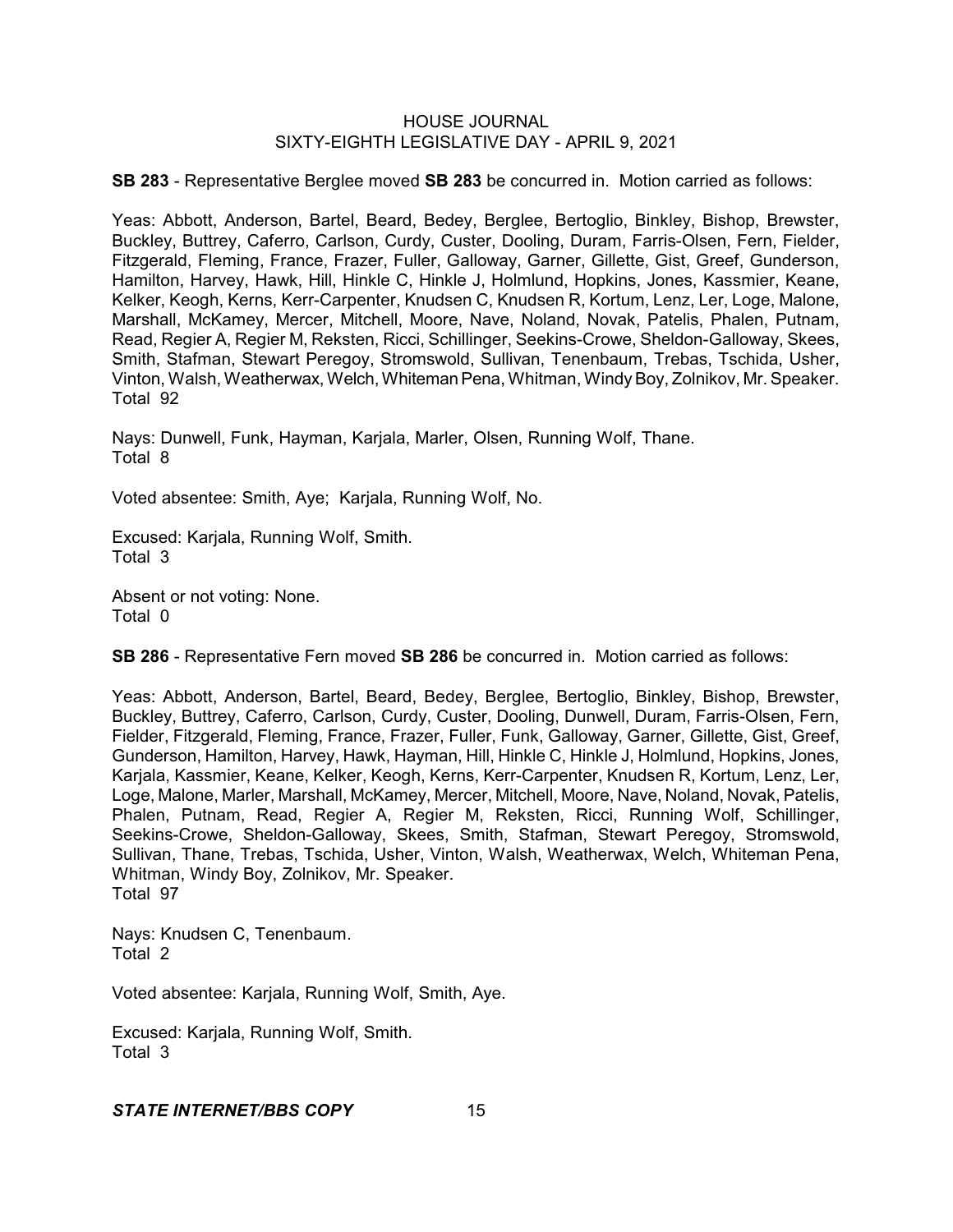**SB 283** - Representative Berglee moved **SB 283** be concurred in. Motion carried as follows:

Yeas: Abbott, Anderson, Bartel, Beard, Bedey, Berglee, Bertoglio, Binkley, Bishop, Brewster, Buckley, Buttrey, Caferro, Carlson, Curdy, Custer, Dooling, Duram, Farris-Olsen, Fern, Fielder, Fitzgerald, Fleming, France, Frazer, Fuller, Galloway, Garner, Gillette, Gist, Greef, Gunderson, Hamilton, Harvey, Hawk, Hill, Hinkle C, Hinkle J, Holmlund, Hopkins, Jones, Kassmier, Keane, Kelker, Keogh, Kerns, Kerr-Carpenter, Knudsen C, Knudsen R, Kortum, Lenz, Ler, Loge, Malone, Marshall, McKamey, Mercer, Mitchell, Moore, Nave, Noland, Novak, Patelis, Phalen, Putnam, Read, Regier A, Regier M, Reksten, Ricci, Schillinger, Seekins-Crowe, Sheldon-Galloway, Skees, Smith, Stafman, Stewart Peregoy, Stromswold, Sullivan, Tenenbaum, Trebas, Tschida, Usher, Vinton, Walsh, Weatherwax, Welch, Whiteman Pena, Whitman, Windy Boy, Zolnikov, Mr. Speaker.
Total 92

Nays: Dunwell, Funk, Hayman, Karjala, Marler, Olsen, Running Wolf, Thane.
Total 8

Voted absentee: Smith, Aye; Karjala, Running Wolf, No.

Excused: Karjala, Running Wolf, Smith.
Total 3

Absent or not voting: None.
Total 0

**SB 286** - Representative Fern moved **SB 286** be concurred in. Motion carried as follows:

Yeas: Abbott, Anderson, Bartel, Beard, Bedey, Berglee, Bertoglio, Binkley, Bishop, Brewster, Buckley, Buttrey, Caferro, Carlson, Curdy, Custer, Dooling, Dunwell, Duram, Farris-Olsen, Fern, Fielder, Fitzgerald, Fleming, France, Frazer, Fuller, Funk, Galloway, Garner, Gillette, Gist, Greef, Gunderson, Hamilton, Harvey, Hawk, Hayman, Hill, Hinkle C, Hinkle J, Holmlund, Hopkins, Jones, Karjala, Kassmier, Keane, Kelker, Keogh, Kerns, Kerr-Carpenter, Knudsen R, Kortum, Lenz, Ler, Loge, Malone, Marler, Marshall, McKamey, Mercer, Mitchell, Moore, Nave, Noland, Novak, Patelis, Phalen, Putnam, Read, Regier A, Regier M, Reksten, Ricci, Running Wolf, Schillinger, Seekins-Crowe, Sheldon-Galloway, Skees, Smith, Stafman, Stewart Peregoy, Stromswold, Sullivan, Thane, Trebas, Tschida, Usher, Vinton, Walsh, Weatherwax, Welch, Whiteman Pena, Whitman, Windy Boy, Zolnikov, Mr. Speaker.
Total 97

Nays: Knudsen C, Tenenbaum.
Total 2

Voted absentee: Karjala, Running Wolf, Smith, Aye.

Excused: Karjala, Running Wolf, Smith.
Total 3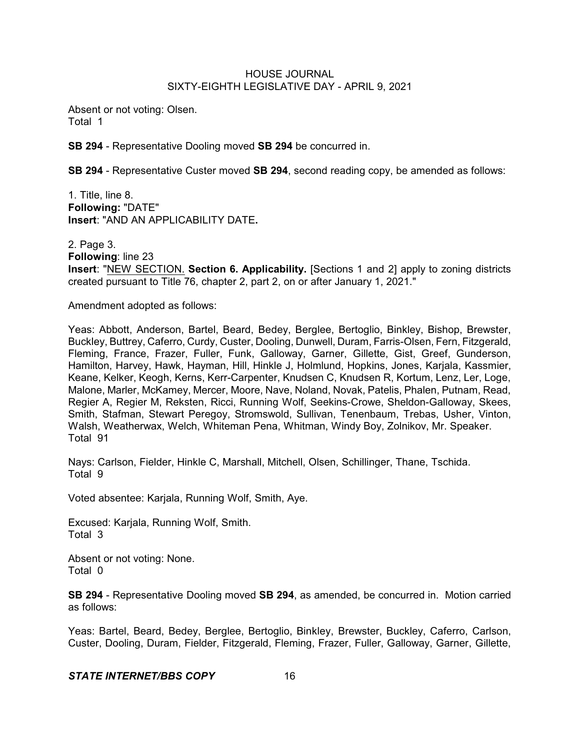Absent or not voting: Olsen.
Total 1

**SB 294** - Representative Dooling moved **SB 294** be concurred in.

**SB 294** - Representative Custer moved **SB 294**, second reading copy, be amended as follows:

1. Title, line 8.
**Following:** "DATE"
**Insert**: "AND AN APPLICABILITY DATE**.**

2. Page 3.
**Following**: line 23
**Insert**: "NEW SECTION. **Section 6. Applicability.** [Sections 1 and 2] apply to zoning districts created pursuant to Title 76, chapter 2, part 2, on or after January 1, 2021."

Amendment adopted as follows:

Yeas: Abbott, Anderson, Bartel, Beard, Bedey, Berglee, Bertoglio, Binkley, Bishop, Brewster, Buckley, Buttrey, Caferro, Curdy, Custer, Dooling, Dunwell, Duram, Farris-Olsen, Fern, Fitzgerald, Fleming, France, Frazer, Fuller, Funk, Galloway, Garner, Gillette, Gist, Greef, Gunderson, Hamilton, Harvey, Hawk, Hayman, Hill, Hinkle J, Holmlund, Hopkins, Jones, Karjala, Kassmier, Keane, Kelker, Keogh, Kerns, Kerr-Carpenter, Knudsen C, Knudsen R, Kortum, Lenz, Ler, Loge, Malone, Marler, McKamey, Mercer, Moore, Nave, Noland, Novak, Patelis, Phalen, Putnam, Read, Regier A, Regier M, Reksten, Ricci, Running Wolf, Seekins-Crowe, Sheldon-Galloway, Skees, Smith, Stafman, Stewart Peregoy, Stromswold, Sullivan, Tenenbaum, Trebas, Usher, Vinton, Walsh, Weatherwax, Welch, Whiteman Pena, Whitman, Windy Boy, Zolnikov, Mr. Speaker.
Total 91

Nays: Carlson, Fielder, Hinkle C, Marshall, Mitchell, Olsen, Schillinger, Thane, Tschida.
Total 9

Voted absentee: Karjala, Running Wolf, Smith, Aye.

Excused: Karjala, Running Wolf, Smith.
Total 3

Absent or not voting: None.
Total 0

**SB 294** - Representative Dooling moved **SB 294**, as amended, be concurred in. Motion carried as follows:

Yeas: Bartel, Beard, Bedey, Berglee, Bertoglio, Binkley, Brewster, Buckley, Caferro, Carlson, Custer, Dooling, Duram, Fielder, Fitzgerald, Fleming, Frazer, Fuller, Galloway, Garner, Gillette,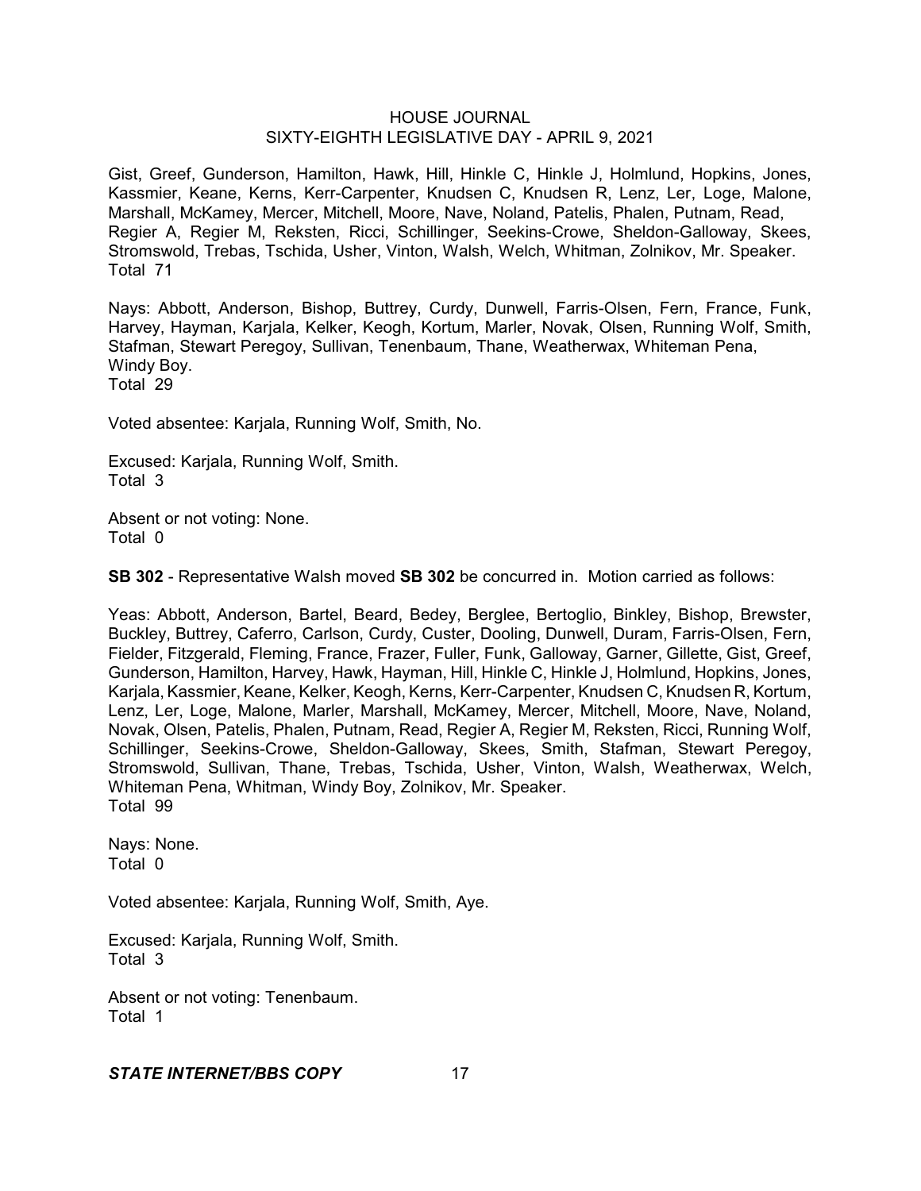Gist, Greef, Gunderson, Hamilton, Hawk, Hill, Hinkle C, Hinkle J, Holmlund, Hopkins, Jones, Kassmier, Keane, Kerns, Kerr-Carpenter, Knudsen C, Knudsen R, Lenz, Ler, Loge, Malone, Marshall, McKamey, Mercer, Mitchell, Moore, Nave, Noland, Patelis, Phalen, Putnam, Read, Regier A, Regier M, Reksten, Ricci, Schillinger, Seekins-Crowe, Sheldon-Galloway, Skees, Stromswold, Trebas, Tschida, Usher, Vinton, Walsh, Welch, Whitman, Zolnikov, Mr. Speaker.
Total 71

Nays: Abbott, Anderson, Bishop, Buttrey, Curdy, Dunwell, Farris-Olsen, Fern, France, Funk, Harvey, Hayman, Karjala, Kelker, Keogh, Kortum, Marler, Novak, Olsen, Running Wolf, Smith, Stafman, Stewart Peregoy, Sullivan, Tenenbaum, Thane, Weatherwax, Whiteman Pena, Windy Boy.
Total 29

Voted absentee: Karjala, Running Wolf, Smith, No.

Excused: Karjala, Running Wolf, Smith.
Total 3

Absent or not voting: None.
Total 0

**SB 302** - Representative Walsh moved **SB 302** be concurred in. Motion carried as follows:

Yeas: Abbott, Anderson, Bartel, Beard, Bedey, Berglee, Bertoglio, Binkley, Bishop, Brewster, Buckley, Buttrey, Caferro, Carlson, Curdy, Custer, Dooling, Dunwell, Duram, Farris-Olsen, Fern, Fielder, Fitzgerald, Fleming, France, Frazer, Fuller, Funk, Galloway, Garner, Gillette, Gist, Greef, Gunderson, Hamilton, Harvey, Hawk, Hayman, Hill, Hinkle C, Hinkle J, Holmlund, Hopkins, Jones, Karjala, Kassmier, Keane, Kelker, Keogh, Kerns, Kerr-Carpenter, Knudsen C, Knudsen R, Kortum, Lenz, Ler, Loge, Malone, Marler, Marshall, McKamey, Mercer, Mitchell, Moore, Nave, Noland, Novak, Olsen, Patelis, Phalen, Putnam, Read, Regier A, Regier M, Reksten, Ricci, Running Wolf, Schillinger, Seekins-Crowe, Sheldon-Galloway, Skees, Smith, Stafman, Stewart Peregoy, Stromswold, Sullivan, Thane, Trebas, Tschida, Usher, Vinton, Walsh, Weatherwax, Welch, Whiteman Pena, Whitman, Windy Boy, Zolnikov, Mr. Speaker.
Total 99

Nays: None.
Total 0

Voted absentee: Karjala, Running Wolf, Smith, Aye.

Excused: Karjala, Running Wolf, Smith.
Total 3

Absent or not voting: Tenenbaum.
Total 1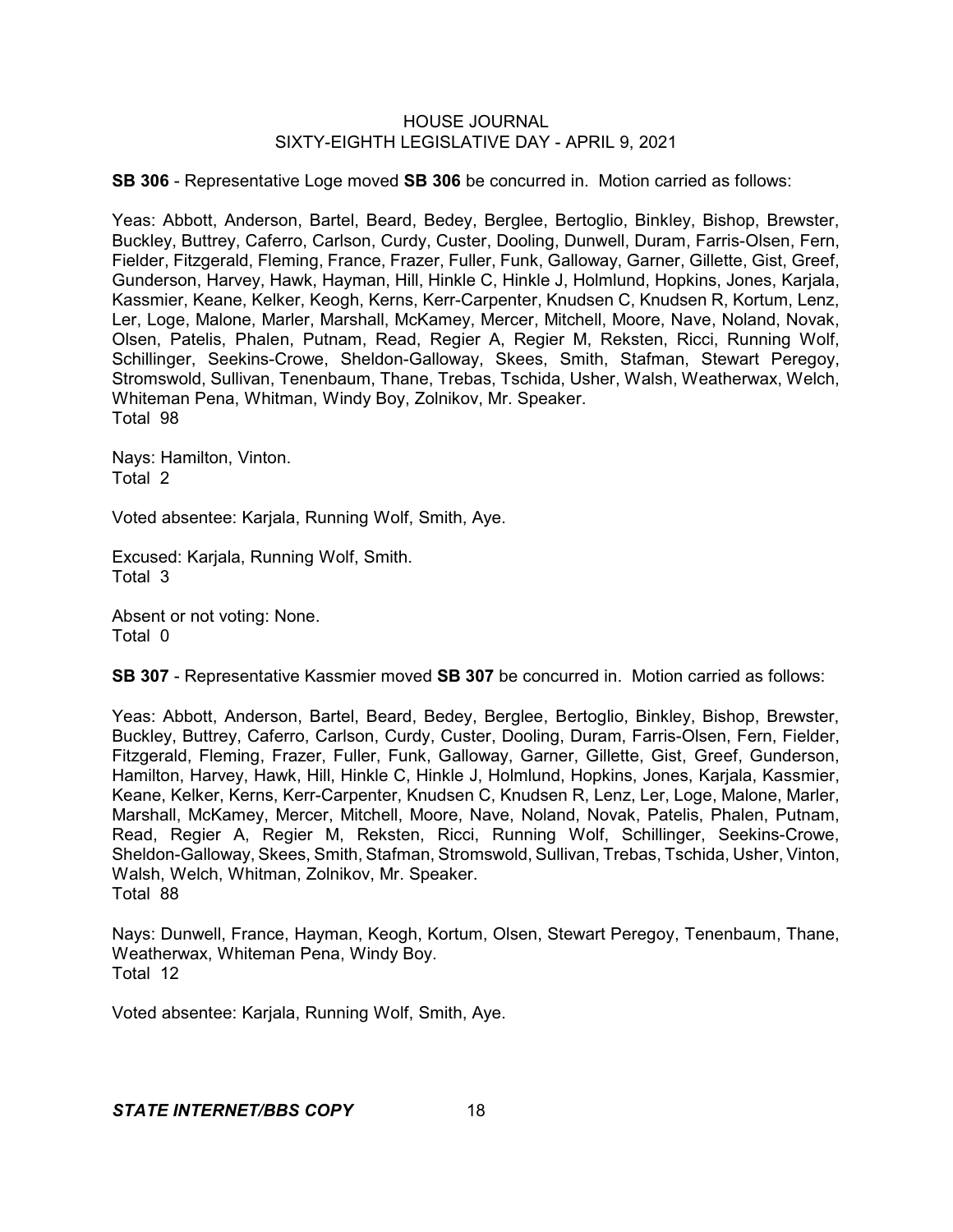**SB 306** - Representative Loge moved **SB 306** be concurred in. Motion carried as follows:

Yeas: Abbott, Anderson, Bartel, Beard, Bedey, Berglee, Bertoglio, Binkley, Bishop, Brewster, Buckley, Buttrey, Caferro, Carlson, Curdy, Custer, Dooling, Dunwell, Duram, Farris-Olsen, Fern, Fielder, Fitzgerald, Fleming, France, Frazer, Fuller, Funk, Galloway, Garner, Gillette, Gist, Greef, Gunderson, Harvey, Hawk, Hayman, Hill, Hinkle C, Hinkle J, Holmlund, Hopkins, Jones, Karjala, Kassmier, Keane, Kelker, Keogh, Kerns, Kerr-Carpenter, Knudsen C, Knudsen R, Kortum, Lenz, Ler, Loge, Malone, Marler, Marshall, McKamey, Mercer, Mitchell, Moore, Nave, Noland, Novak, Olsen, Patelis, Phalen, Putnam, Read, Regier A, Regier M, Reksten, Ricci, Running Wolf, Schillinger, Seekins-Crowe, Sheldon-Galloway, Skees, Smith, Stafman, Stewart Peregoy, Stromswold, Sullivan, Tenenbaum, Thane, Trebas, Tschida, Usher, Walsh, Weatherwax, Welch, Whiteman Pena, Whitman, Windy Boy, Zolnikov, Mr. Speaker.
Total 98

Nays: Hamilton, Vinton.
Total 2

Voted absentee: Karjala, Running Wolf, Smith, Aye.

Excused: Karjala, Running Wolf, Smith.
Total 3

Absent or not voting: None.
Total 0

**SB 307** - Representative Kassmier moved **SB 307** be concurred in. Motion carried as follows:

Yeas: Abbott, Anderson, Bartel, Beard, Bedey, Berglee, Bertoglio, Binkley, Bishop, Brewster, Buckley, Buttrey, Caferro, Carlson, Curdy, Custer, Dooling, Duram, Farris-Olsen, Fern, Fielder, Fitzgerald, Fleming, Frazer, Fuller, Funk, Galloway, Garner, Gillette, Gist, Greef, Gunderson, Hamilton, Harvey, Hawk, Hill, Hinkle C, Hinkle J, Holmlund, Hopkins, Jones, Karjala, Kassmier, Keane, Kelker, Kerns, Kerr-Carpenter, Knudsen C, Knudsen R, Lenz, Ler, Loge, Malone, Marler, Marshall, McKamey, Mercer, Mitchell, Moore, Nave, Noland, Novak, Patelis, Phalen, Putnam, Read, Regier A, Regier M, Reksten, Ricci, Running Wolf, Schillinger, Seekins-Crowe, Sheldon-Galloway, Skees, Smith, Stafman, Stromswold, Sullivan, Trebas, Tschida, Usher, Vinton, Walsh, Welch, Whitman, Zolnikov, Mr. Speaker.
Total 88

Nays: Dunwell, France, Hayman, Keogh, Kortum, Olsen, Stewart Peregoy, Tenenbaum, Thane, Weatherwax, Whiteman Pena, Windy Boy.
Total 12

Voted absentee: Karjala, Running Wolf, Smith, Aye.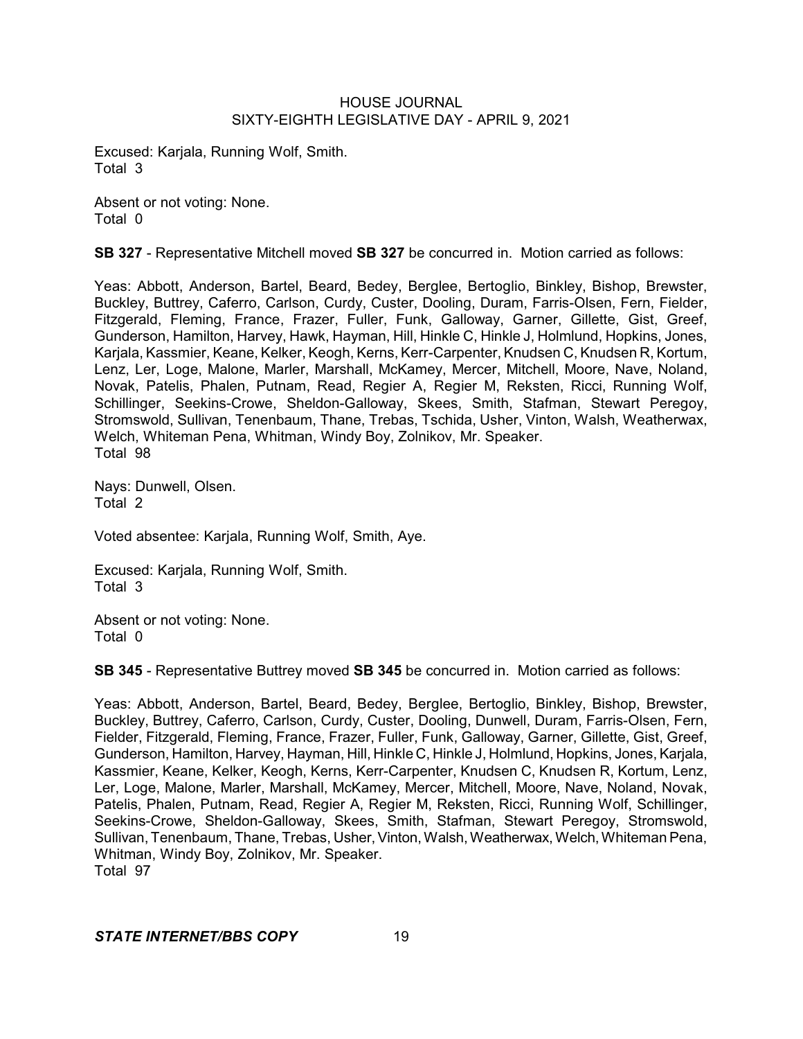Excused: Karjala, Running Wolf, Smith.
Total 3

Absent or not voting: None.
Total 0

**SB 327** - Representative Mitchell moved **SB 327** be concurred in. Motion carried as follows:

Yeas: Abbott, Anderson, Bartel, Beard, Bedey, Berglee, Bertoglio, Binkley, Bishop, Brewster, Buckley, Buttrey, Caferro, Carlson, Curdy, Custer, Dooling, Duram, Farris-Olsen, Fern, Fielder, Fitzgerald, Fleming, France, Frazer, Fuller, Funk, Galloway, Garner, Gillette, Gist, Greef, Gunderson, Hamilton, Harvey, Hawk, Hayman, Hill, Hinkle C, Hinkle J, Holmlund, Hopkins, Jones, Karjala, Kassmier, Keane, Kelker, Keogh, Kerns, Kerr-Carpenter, Knudsen C, Knudsen R, Kortum, Lenz, Ler, Loge, Malone, Marler, Marshall, McKamey, Mercer, Mitchell, Moore, Nave, Noland, Novak, Patelis, Phalen, Putnam, Read, Regier A, Regier M, Reksten, Ricci, Running Wolf, Schillinger, Seekins-Crowe, Sheldon-Galloway, Skees, Smith, Stafman, Stewart Peregoy, Stromswold, Sullivan, Tenenbaum, Thane, Trebas, Tschida, Usher, Vinton, Walsh, Weatherwax, Welch, Whiteman Pena, Whitman, Windy Boy, Zolnikov, Mr. Speaker.
Total 98

Nays: Dunwell, Olsen.
Total 2

Voted absentee: Karjala, Running Wolf, Smith, Aye.

Excused: Karjala, Running Wolf, Smith.
Total 3

Absent or not voting: None.
Total 0

**SB 345** - Representative Buttrey moved **SB 345** be concurred in. Motion carried as follows:

Yeas: Abbott, Anderson, Bartel, Beard, Bedey, Berglee, Bertoglio, Binkley, Bishop, Brewster, Buckley, Buttrey, Caferro, Carlson, Curdy, Custer, Dooling, Dunwell, Duram, Farris-Olsen, Fern, Fielder, Fitzgerald, Fleming, France, Frazer, Fuller, Funk, Galloway, Garner, Gillette, Gist, Greef, Gunderson, Hamilton, Harvey, Hayman, Hill, Hinkle C, Hinkle J, Holmlund, Hopkins, Jones, Karjala, Kassmier, Keane, Kelker, Keogh, Kerns, Kerr-Carpenter, Knudsen C, Knudsen R, Kortum, Lenz, Ler, Loge, Malone, Marler, Marshall, McKamey, Mercer, Mitchell, Moore, Nave, Noland, Novak, Patelis, Phalen, Putnam, Read, Regier A, Regier M, Reksten, Ricci, Running Wolf, Schillinger, Seekins-Crowe, Sheldon-Galloway, Skees, Smith, Stafman, Stewart Peregoy, Stromswold, Sullivan, Tenenbaum, Thane, Trebas, Usher, Vinton, Walsh, Weatherwax, Welch, Whiteman Pena, Whitman, Windy Boy, Zolnikov, Mr. Speaker.
Total 97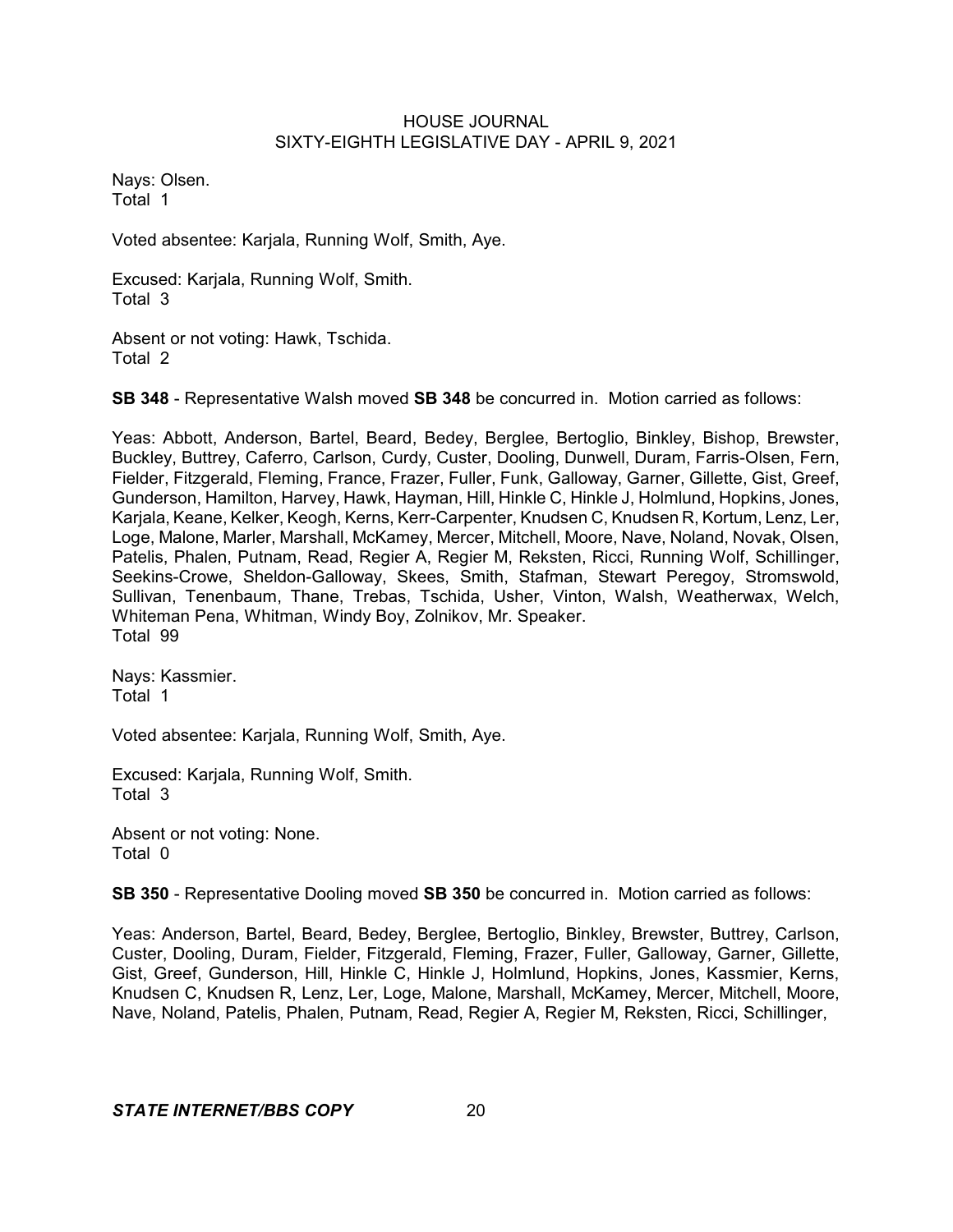Nays: Olsen.
Total 1

Voted absentee: Karjala, Running Wolf, Smith, Aye.

Excused: Karjala, Running Wolf, Smith.
Total 3

Absent or not voting: Hawk, Tschida.
Total 2

**SB 348** - Representative Walsh moved **SB 348** be concurred in. Motion carried as follows:

Yeas: Abbott, Anderson, Bartel, Beard, Bedey, Berglee, Bertoglio, Binkley, Bishop, Brewster, Buckley, Buttrey, Caferro, Carlson, Curdy, Custer, Dooling, Dunwell, Duram, Farris-Olsen, Fern, Fielder, Fitzgerald, Fleming, France, Frazer, Fuller, Funk, Galloway, Garner, Gillette, Gist, Greef, Gunderson, Hamilton, Harvey, Hawk, Hayman, Hill, Hinkle C, Hinkle J, Holmlund, Hopkins, Jones, Karjala, Keane, Kelker, Keogh, Kerns, Kerr-Carpenter, Knudsen C, Knudsen R, Kortum, Lenz, Ler, Loge, Malone, Marler, Marshall, McKamey, Mercer, Mitchell, Moore, Nave, Noland, Novak, Olsen, Patelis, Phalen, Putnam, Read, Regier A, Regier M, Reksten, Ricci, Running Wolf, Schillinger, Seekins-Crowe, Sheldon-Galloway, Skees, Smith, Stafman, Stewart Peregoy, Stromswold, Sullivan, Tenenbaum, Thane, Trebas, Tschida, Usher, Vinton, Walsh, Weatherwax, Welch, Whiteman Pena, Whitman, Windy Boy, Zolnikov, Mr. Speaker.
Total 99

Nays: Kassmier.
Total 1

Voted absentee: Karjala, Running Wolf, Smith, Aye.

Excused: Karjala, Running Wolf, Smith.
Total 3

Absent or not voting: None.
Total 0

**SB 350** - Representative Dooling moved **SB 350** be concurred in. Motion carried as follows:

Yeas: Anderson, Bartel, Beard, Bedey, Berglee, Bertoglio, Binkley, Brewster, Buttrey, Carlson, Custer, Dooling, Duram, Fielder, Fitzgerald, Fleming, Frazer, Fuller, Galloway, Garner, Gillette, Gist, Greef, Gunderson, Hill, Hinkle C, Hinkle J, Holmlund, Hopkins, Jones, Kassmier, Kerns, Knudsen C, Knudsen R, Lenz, Ler, Loge, Malone, Marshall, McKamey, Mercer, Mitchell, Moore, Nave, Noland, Patelis, Phalen, Putnam, Read, Regier A, Regier M, Reksten, Ricci, Schillinger,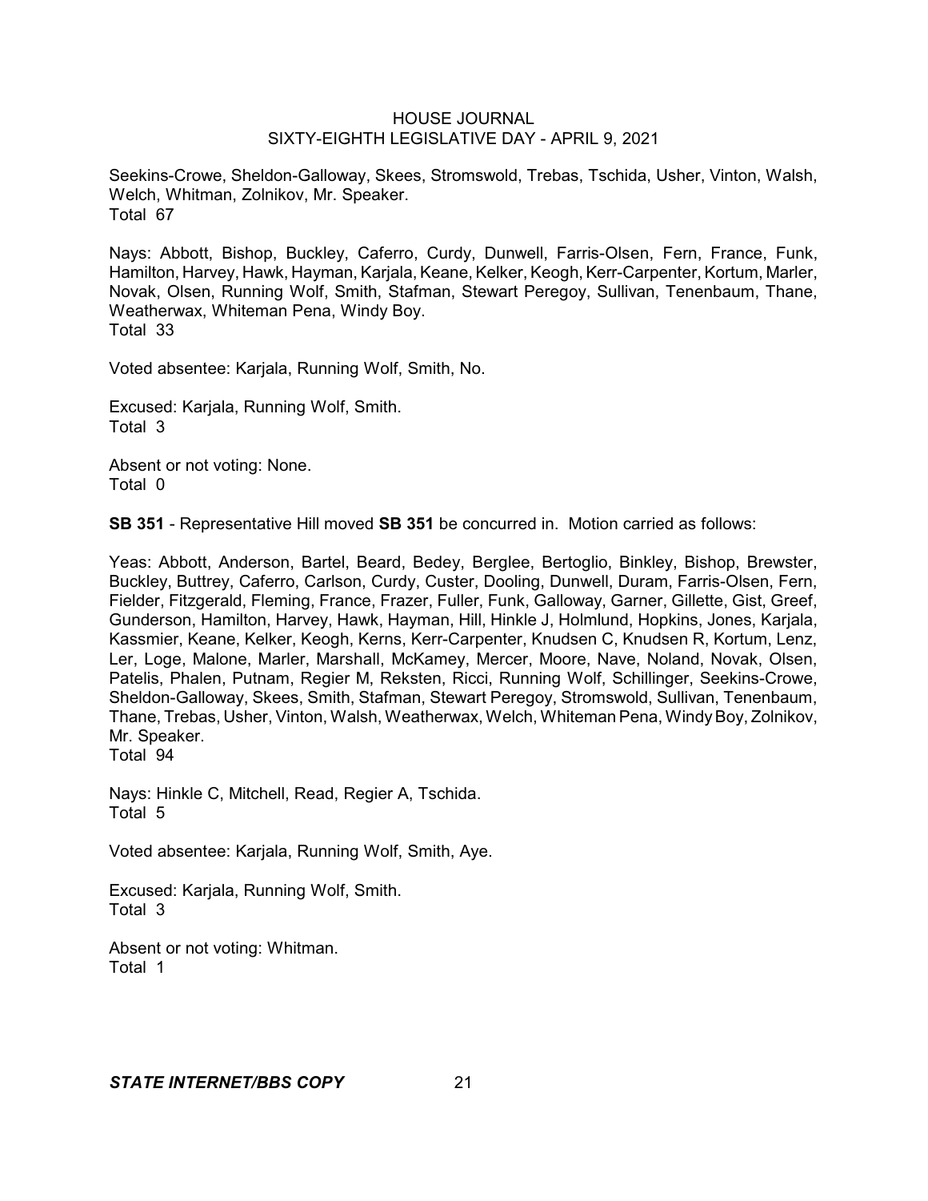Seekins-Crowe, Sheldon-Galloway, Skees, Stromswold, Trebas, Tschida, Usher, Vinton, Walsh, Welch, Whitman, Zolnikov, Mr. Speaker.
Total 67

Nays: Abbott, Bishop, Buckley, Caferro, Curdy, Dunwell, Farris-Olsen, Fern, France, Funk, Hamilton, Harvey, Hawk, Hayman, Karjala, Keane, Kelker, Keogh, Kerr-Carpenter, Kortum, Marler, Novak, Olsen, Running Wolf, Smith, Stafman, Stewart Peregoy, Sullivan, Tenenbaum, Thane, Weatherwax, Whiteman Pena, Windy Boy.
Total 33

Voted absentee: Karjala, Running Wolf, Smith, No.

Excused: Karjala, Running Wolf, Smith.
Total 3

Absent or not voting: None.
Total 0

**SB 351** - Representative Hill moved **SB 351** be concurred in. Motion carried as follows:

Yeas: Abbott, Anderson, Bartel, Beard, Bedey, Berglee, Bertoglio, Binkley, Bishop, Brewster, Buckley, Buttrey, Caferro, Carlson, Curdy, Custer, Dooling, Dunwell, Duram, Farris-Olsen, Fern, Fielder, Fitzgerald, Fleming, France, Frazer, Fuller, Funk, Galloway, Garner, Gillette, Gist, Greef, Gunderson, Hamilton, Harvey, Hawk, Hayman, Hill, Hinkle J, Holmlund, Hopkins, Jones, Karjala, Kassmier, Keane, Kelker, Keogh, Kerns, Kerr-Carpenter, Knudsen C, Knudsen R, Kortum, Lenz, Ler, Loge, Malone, Marler, Marshall, McKamey, Mercer, Moore, Nave, Noland, Novak, Olsen, Patelis, Phalen, Putnam, Regier M, Reksten, Ricci, Running Wolf, Schillinger, Seekins-Crowe, Sheldon-Galloway, Skees, Smith, Stafman, Stewart Peregoy, Stromswold, Sullivan, Tenenbaum, Thane, Trebas, Usher, Vinton, Walsh, Weatherwax, Welch, Whiteman Pena, Windy Boy, Zolnikov, Mr. Speaker.
Total 94

Nays: Hinkle C, Mitchell, Read, Regier A, Tschida.
Total 5

Voted absentee: Karjala, Running Wolf, Smith, Aye.

Excused: Karjala, Running Wolf, Smith.
Total 3

Absent or not voting: Whitman.
Total 1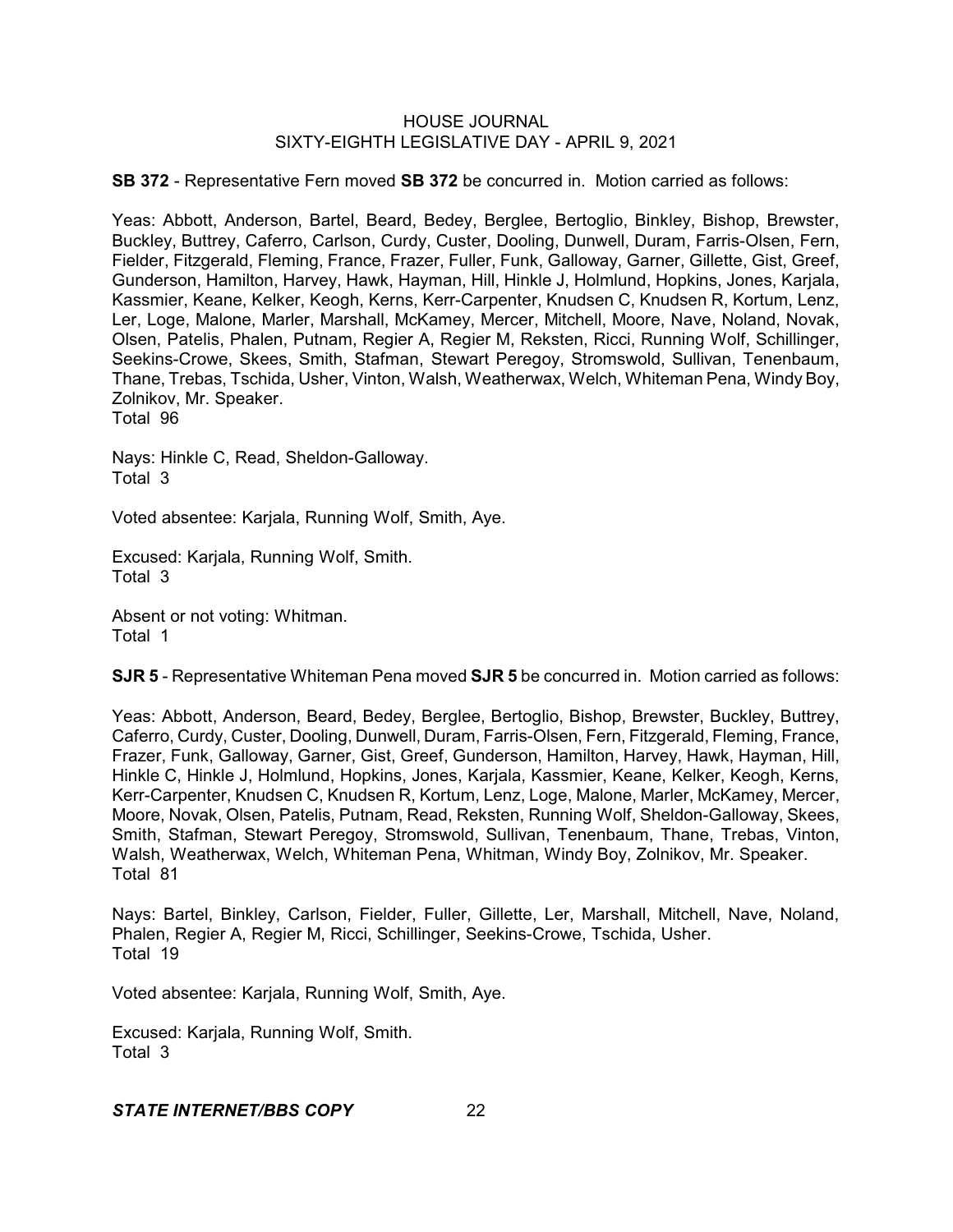**SB 372** - Representative Fern moved **SB 372** be concurred in. Motion carried as follows:

Yeas: Abbott, Anderson, Bartel, Beard, Bedey, Berglee, Bertoglio, Binkley, Bishop, Brewster, Buckley, Buttrey, Caferro, Carlson, Curdy, Custer, Dooling, Dunwell, Duram, Farris-Olsen, Fern, Fielder, Fitzgerald, Fleming, France, Frazer, Fuller, Funk, Galloway, Garner, Gillette, Gist, Greef, Gunderson, Hamilton, Harvey, Hawk, Hayman, Hill, Hinkle J, Holmlund, Hopkins, Jones, Karjala, Kassmier, Keane, Kelker, Keogh, Kerns, Kerr-Carpenter, Knudsen C, Knudsen R, Kortum, Lenz, Ler, Loge, Malone, Marler, Marshall, McKamey, Mercer, Mitchell, Moore, Nave, Noland, Novak, Olsen, Patelis, Phalen, Putnam, Regier A, Regier M, Reksten, Ricci, Running Wolf, Schillinger, Seekins-Crowe, Skees, Smith, Stafman, Stewart Peregoy, Stromswold, Sullivan, Tenenbaum, Thane, Trebas, Tschida, Usher, Vinton, Walsh, Weatherwax, Welch, Whiteman Pena, Windy Boy, Zolnikov, Mr. Speaker.
Total 96

Nays: Hinkle C, Read, Sheldon-Galloway.
Total 3

Voted absentee: Karjala, Running Wolf, Smith, Aye.

Excused: Karjala, Running Wolf, Smith.
Total 3

Absent or not voting: Whitman.
Total 1

**SJR 5** - Representative Whiteman Pena moved **SJR 5** be concurred in. Motion carried as follows:

Yeas: Abbott, Anderson, Beard, Bedey, Berglee, Bertoglio, Bishop, Brewster, Buckley, Buttrey, Caferro, Curdy, Custer, Dooling, Dunwell, Duram, Farris-Olsen, Fern, Fitzgerald, Fleming, France, Frazer, Funk, Galloway, Garner, Gist, Greef, Gunderson, Hamilton, Harvey, Hawk, Hayman, Hill, Hinkle C, Hinkle J, Holmlund, Hopkins, Jones, Karjala, Kassmier, Keane, Kelker, Keogh, Kerns, Kerr-Carpenter, Knudsen C, Knudsen R, Kortum, Lenz, Loge, Malone, Marler, McKamey, Mercer, Moore, Novak, Olsen, Patelis, Putnam, Read, Reksten, Running Wolf, Sheldon-Galloway, Skees, Smith, Stafman, Stewart Peregoy, Stromswold, Sullivan, Tenenbaum, Thane, Trebas, Vinton, Walsh, Weatherwax, Welch, Whiteman Pena, Whitman, Windy Boy, Zolnikov, Mr. Speaker.
Total 81

Nays: Bartel, Binkley, Carlson, Fielder, Fuller, Gillette, Ler, Marshall, Mitchell, Nave, Noland, Phalen, Regier A, Regier M, Ricci, Schillinger, Seekins-Crowe, Tschida, Usher.
Total 19

Voted absentee: Karjala, Running Wolf, Smith, Aye.

Excused: Karjala, Running Wolf, Smith.
Total 3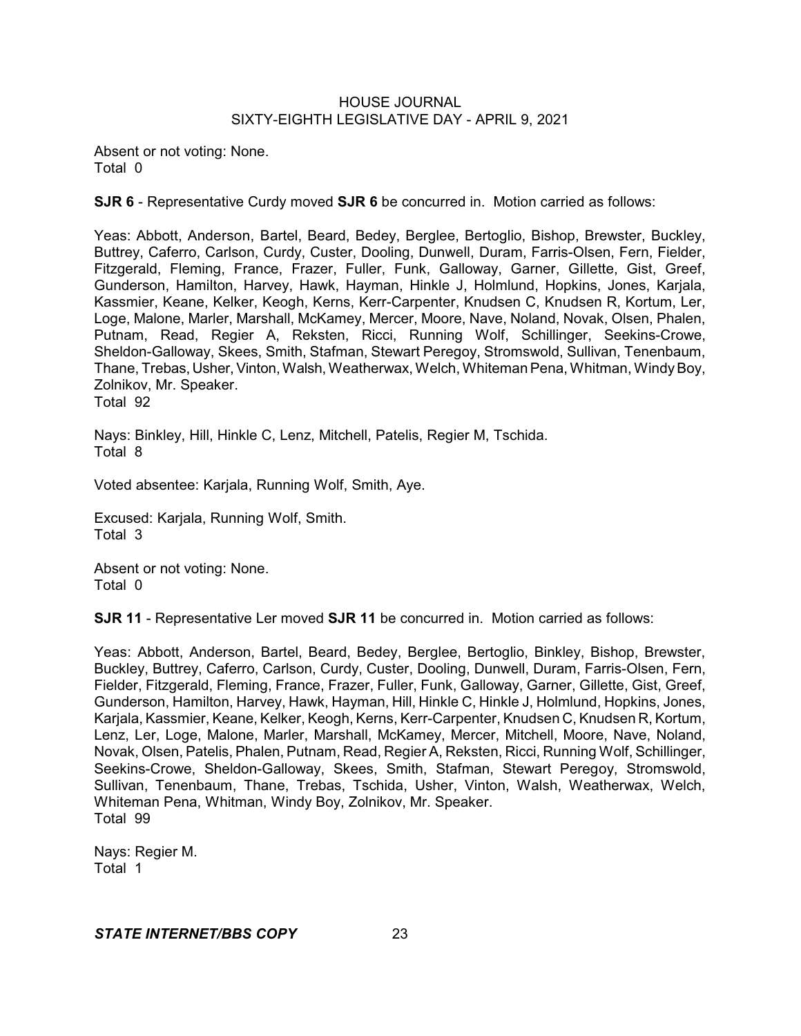Absent or not voting: None.
Total 0

**SJR 6** - Representative Curdy moved **SJR 6** be concurred in. Motion carried as follows:

Yeas: Abbott, Anderson, Bartel, Beard, Bedey, Berglee, Bertoglio, Bishop, Brewster, Buckley, Buttrey, Caferro, Carlson, Curdy, Custer, Dooling, Dunwell, Duram, Farris-Olsen, Fern, Fielder, Fitzgerald, Fleming, France, Frazer, Fuller, Funk, Galloway, Garner, Gillette, Gist, Greef, Gunderson, Hamilton, Harvey, Hawk, Hayman, Hinkle J, Holmlund, Hopkins, Jones, Karjala, Kassmier, Keane, Kelker, Keogh, Kerns, Kerr-Carpenter, Knudsen C, Knudsen R, Kortum, Ler, Loge, Malone, Marler, Marshall, McKamey, Mercer, Moore, Nave, Noland, Novak, Olsen, Phalen, Putnam, Read, Regier A, Reksten, Ricci, Running Wolf, Schillinger, Seekins-Crowe, Sheldon-Galloway, Skees, Smith, Stafman, Stewart Peregoy, Stromswold, Sullivan, Tenenbaum, Thane, Trebas, Usher, Vinton, Walsh, Weatherwax, Welch, Whiteman Pena, Whitman, Windy Boy, Zolnikov, Mr. Speaker.
Total 92

Nays: Binkley, Hill, Hinkle C, Lenz, Mitchell, Patelis, Regier M, Tschida.
Total 8

Voted absentee: Karjala, Running Wolf, Smith, Aye.

Excused: Karjala, Running Wolf, Smith.
Total 3

Absent or not voting: None.
Total 0

**SJR 11** - Representative Ler moved **SJR 11** be concurred in. Motion carried as follows:

Yeas: Abbott, Anderson, Bartel, Beard, Bedey, Berglee, Bertoglio, Binkley, Bishop, Brewster, Buckley, Buttrey, Caferro, Carlson, Curdy, Custer, Dooling, Dunwell, Duram, Farris-Olsen, Fern, Fielder, Fitzgerald, Fleming, France, Frazer, Fuller, Funk, Galloway, Garner, Gillette, Gist, Greef, Gunderson, Hamilton, Harvey, Hawk, Hayman, Hill, Hinkle C, Hinkle J, Holmlund, Hopkins, Jones, Karjala, Kassmier, Keane, Kelker, Keogh, Kerns, Kerr-Carpenter, Knudsen C, Knudsen R, Kortum, Lenz, Ler, Loge, Malone, Marler, Marshall, McKamey, Mercer, Mitchell, Moore, Nave, Noland, Novak, Olsen, Patelis, Phalen, Putnam, Read, Regier A, Reksten, Ricci, Running Wolf, Schillinger, Seekins-Crowe, Sheldon-Galloway, Skees, Smith, Stafman, Stewart Peregoy, Stromswold, Sullivan, Tenenbaum, Thane, Trebas, Tschida, Usher, Vinton, Walsh, Weatherwax, Welch, Whiteman Pena, Whitman, Windy Boy, Zolnikov, Mr. Speaker.
Total 99

Nays: Regier M.
Total 1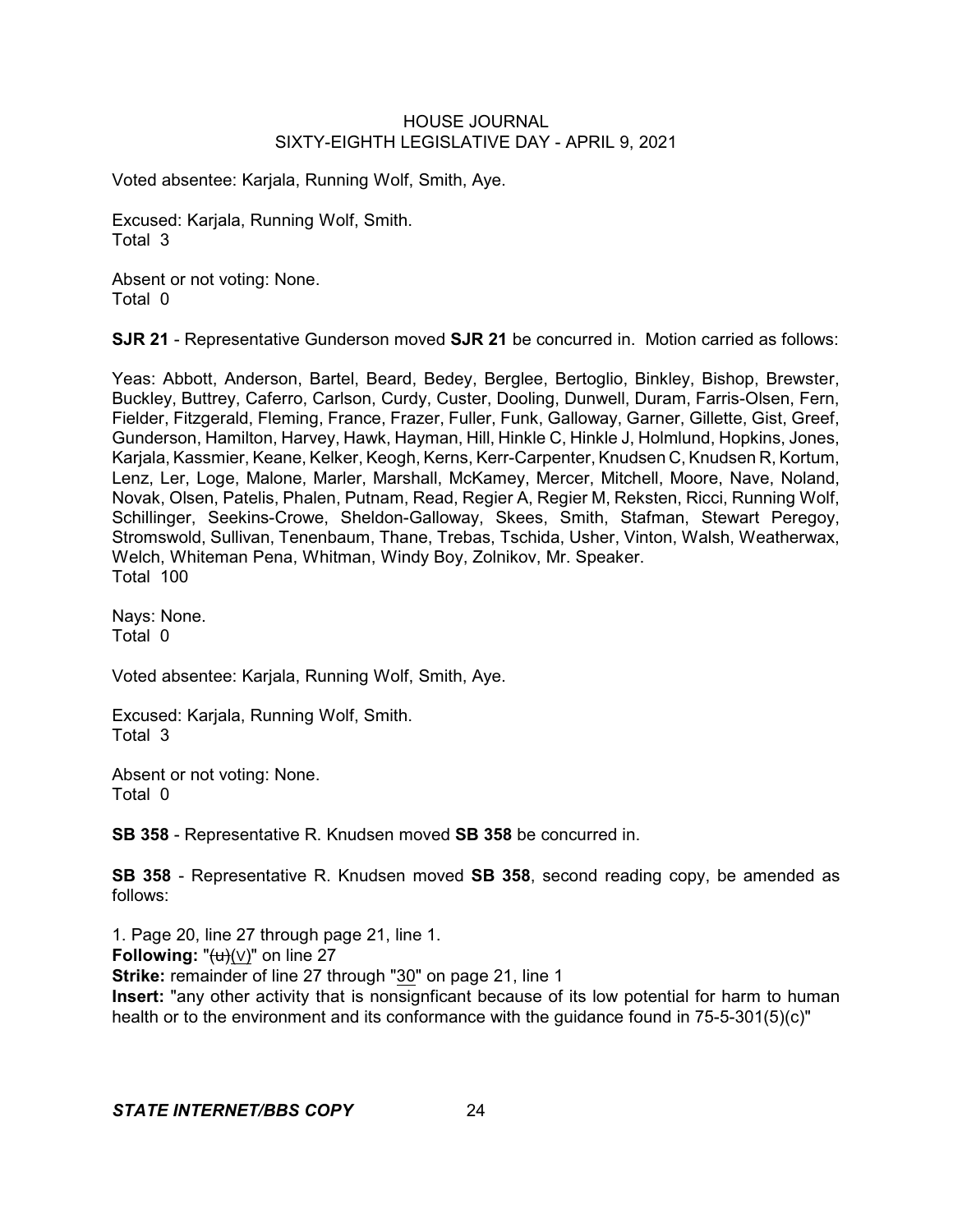Voted absentee: Karjala, Running Wolf, Smith, Aye.

Excused: Karjala, Running Wolf, Smith.
Total 3

Absent or not voting: None.
Total 0

**SJR 21** - Representative Gunderson moved **SJR 21** be concurred in. Motion carried as follows:

Yeas: Abbott, Anderson, Bartel, Beard, Bedey, Berglee, Bertoglio, Binkley, Bishop, Brewster, Buckley, Buttrey, Caferro, Carlson, Curdy, Custer, Dooling, Dunwell, Duram, Farris-Olsen, Fern, Fielder, Fitzgerald, Fleming, France, Frazer, Fuller, Funk, Galloway, Garner, Gillette, Gist, Greef, Gunderson, Hamilton, Harvey, Hawk, Hayman, Hill, Hinkle C, Hinkle J, Holmlund, Hopkins, Jones, Karjala, Kassmier, Keane, Kelker, Keogh, Kerns, Kerr-Carpenter, Knudsen C, Knudsen R, Kortum, Lenz, Ler, Loge, Malone, Marler, Marshall, McKamey, Mercer, Mitchell, Moore, Nave, Noland, Novak, Olsen, Patelis, Phalen, Putnam, Read, Regier A, Regier M, Reksten, Ricci, Running Wolf, Schillinger, Seekins-Crowe, Sheldon-Galloway, Skees, Smith, Stafman, Stewart Peregoy, Stromswold, Sullivan, Tenenbaum, Thane, Trebas, Tschida, Usher, Vinton, Walsh, Weatherwax, Welch, Whiteman Pena, Whitman, Windy Boy, Zolnikov, Mr. Speaker.
Total 100

Nays: None.
Total 0

Voted absentee: Karjala, Running Wolf, Smith, Aye.

Excused: Karjala, Running Wolf, Smith.
Total 3

Absent or not voting: None.
Total 0

**SB 358** - Representative R. Knudsen moved **SB 358** be concurred in.

**SB 358** - Representative R. Knudsen moved **SB 358**, second reading copy, be amended as follows:

1. Page 20, line 27 through page 21, line 1.
**Following:** "~~(u)~~(V)" on line 27
**Strike:** remainder of line 27 through "30" on page 21, line 1
**Insert:** "any other activity that is nonsignficant because of its low potential for harm to human health or to the environment and its conformance with the guidance found in 75-5-301(5)(c)"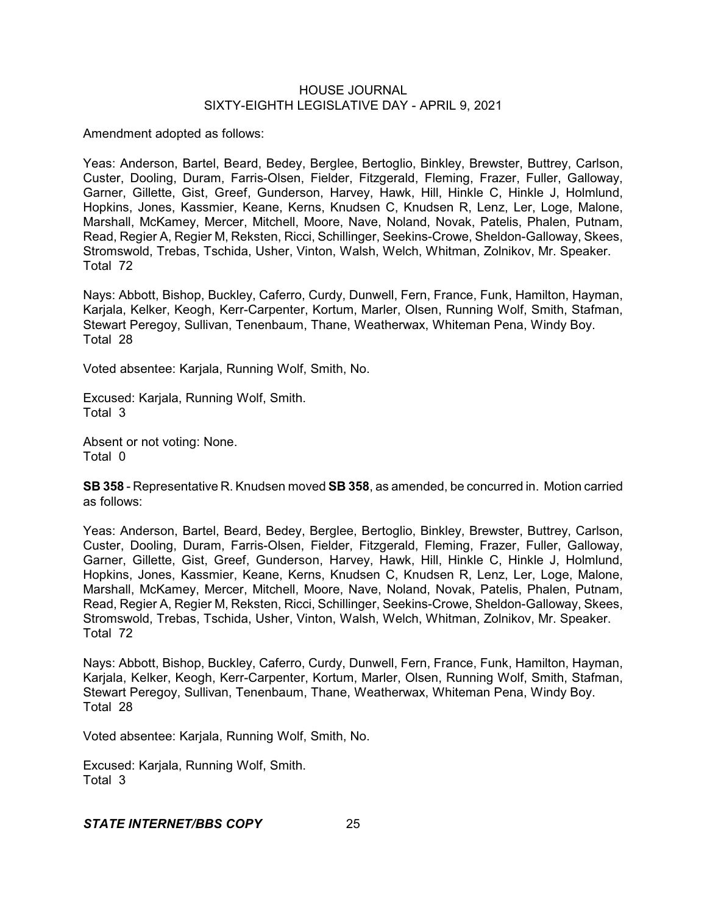Amendment adopted as follows:

Yeas: Anderson, Bartel, Beard, Bedey, Berglee, Bertoglio, Binkley, Brewster, Buttrey, Carlson, Custer, Dooling, Duram, Farris-Olsen, Fielder, Fitzgerald, Fleming, Frazer, Fuller, Galloway, Garner, Gillette, Gist, Greef, Gunderson, Harvey, Hawk, Hill, Hinkle C, Hinkle J, Holmlund, Hopkins, Jones, Kassmier, Keane, Kerns, Knudsen C, Knudsen R, Lenz, Ler, Loge, Malone, Marshall, McKamey, Mercer, Mitchell, Moore, Nave, Noland, Novak, Patelis, Phalen, Putnam, Read, Regier A, Regier M, Reksten, Ricci, Schillinger, Seekins-Crowe, Sheldon-Galloway, Skees, Stromswold, Trebas, Tschida, Usher, Vinton, Walsh, Welch, Whitman, Zolnikov, Mr. Speaker.
Total 72

Nays: Abbott, Bishop, Buckley, Caferro, Curdy, Dunwell, Fern, France, Funk, Hamilton, Hayman, Karjala, Kelker, Keogh, Kerr-Carpenter, Kortum, Marler, Olsen, Running Wolf, Smith, Stafman, Stewart Peregoy, Sullivan, Tenenbaum, Thane, Weatherwax, Whiteman Pena, Windy Boy.
Total 28

Voted absentee: Karjala, Running Wolf, Smith, No.

Excused: Karjala, Running Wolf, Smith.
Total 3

Absent or not voting: None.
Total 0

**SB 358** - Representative R. Knudsen moved **SB 358**, as amended, be concurred in. Motion carried as follows:

Yeas: Anderson, Bartel, Beard, Bedey, Berglee, Bertoglio, Binkley, Brewster, Buttrey, Carlson, Custer, Dooling, Duram, Farris-Olsen, Fielder, Fitzgerald, Fleming, Frazer, Fuller, Galloway, Garner, Gillette, Gist, Greef, Gunderson, Harvey, Hawk, Hill, Hinkle C, Hinkle J, Holmlund, Hopkins, Jones, Kassmier, Keane, Kerns, Knudsen C, Knudsen R, Lenz, Ler, Loge, Malone, Marshall, McKamey, Mercer, Mitchell, Moore, Nave, Noland, Novak, Patelis, Phalen, Putnam, Read, Regier A, Regier M, Reksten, Ricci, Schillinger, Seekins-Crowe, Sheldon-Galloway, Skees, Stromswold, Trebas, Tschida, Usher, Vinton, Walsh, Welch, Whitman, Zolnikov, Mr. Speaker.
Total 72

Nays: Abbott, Bishop, Buckley, Caferro, Curdy, Dunwell, Fern, France, Funk, Hamilton, Hayman, Karjala, Kelker, Keogh, Kerr-Carpenter, Kortum, Marler, Olsen, Running Wolf, Smith, Stafman, Stewart Peregoy, Sullivan, Tenenbaum, Thane, Weatherwax, Whiteman Pena, Windy Boy.
Total 28

Voted absentee: Karjala, Running Wolf, Smith, No.

Excused: Karjala, Running Wolf, Smith.
Total 3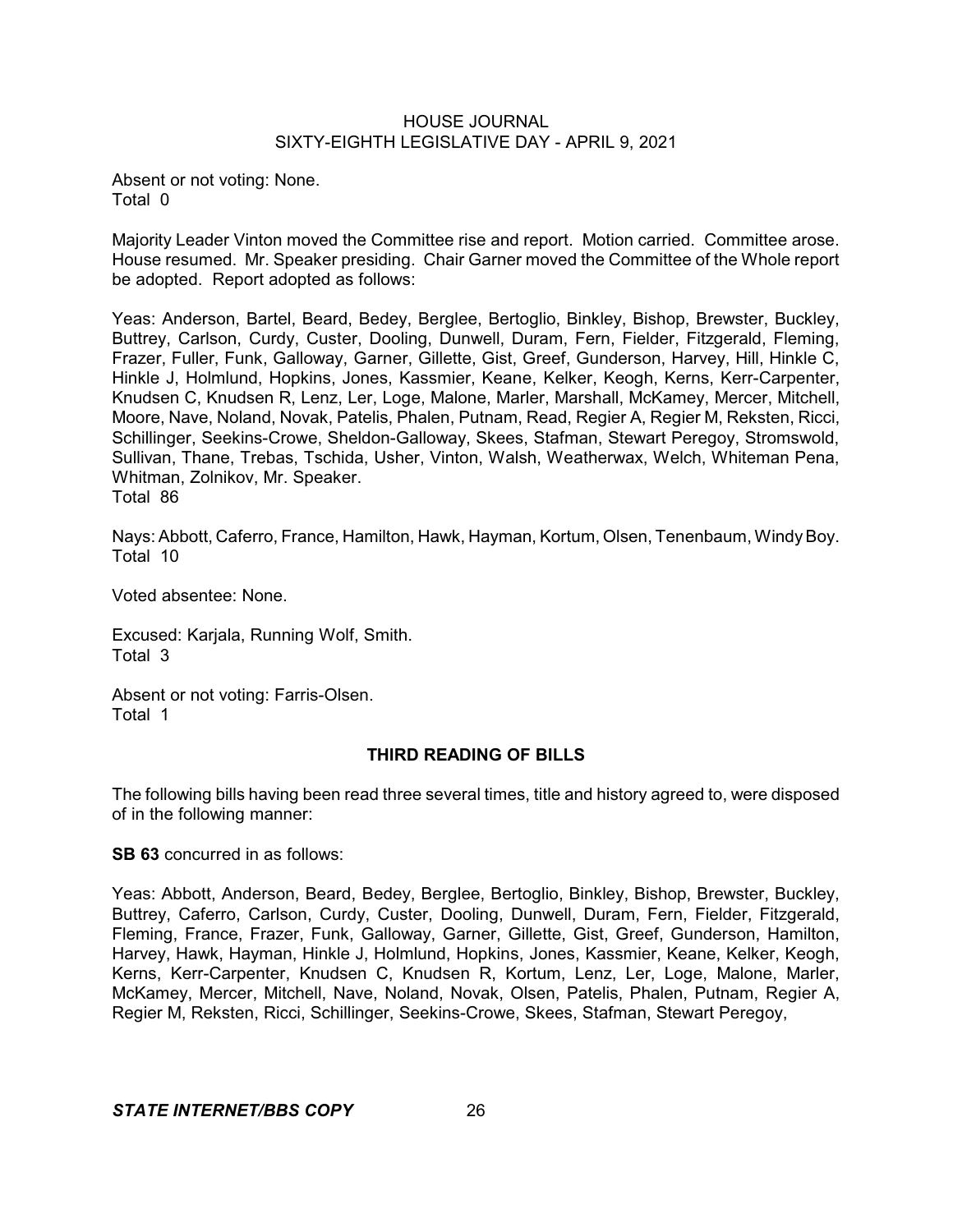Absent or not voting: None.
Total 0

Majority Leader Vinton moved the Committee rise and report. Motion carried. Committee arose. House resumed. Mr. Speaker presiding. Chair Garner moved the Committee of the Whole report be adopted. Report adopted as follows:

Yeas: Anderson, Bartel, Beard, Bedey, Berglee, Bertoglio, Binkley, Bishop, Brewster, Buckley, Buttrey, Carlson, Curdy, Custer, Dooling, Dunwell, Duram, Fern, Fielder, Fitzgerald, Fleming, Frazer, Fuller, Funk, Galloway, Garner, Gillette, Gist, Greef, Gunderson, Harvey, Hill, Hinkle C, Hinkle J, Holmlund, Hopkins, Jones, Kassmier, Keane, Kelker, Keogh, Kerns, Kerr-Carpenter, Knudsen C, Knudsen R, Lenz, Ler, Loge, Malone, Marler, Marshall, McKamey, Mercer, Mitchell, Moore, Nave, Noland, Novak, Patelis, Phalen, Putnam, Read, Regier A, Regier M, Reksten, Ricci, Schillinger, Seekins-Crowe, Sheldon-Galloway, Skees, Stafman, Stewart Peregoy, Stromswold, Sullivan, Thane, Trebas, Tschida, Usher, Vinton, Walsh, Weatherwax, Welch, Whiteman Pena, Whitman, Zolnikov, Mr. Speaker.
Total 86

Nays: Abbott, Caferro, France, Hamilton, Hawk, Hayman, Kortum, Olsen, Tenenbaum, Windy Boy.
Total 10

Voted absentee: None.

Excused: Karjala, Running Wolf, Smith.
Total 3

Absent or not voting: Farris-Olsen.
Total 1

## THIRD READING OF BILLS

The following bills having been read three several times, title and history agreed to, were disposed of in the following manner:

**SB 63** concurred in as follows:

Yeas: Abbott, Anderson, Beard, Bedey, Berglee, Bertoglio, Binkley, Bishop, Brewster, Buckley, Buttrey, Caferro, Carlson, Curdy, Custer, Dooling, Dunwell, Duram, Fern, Fielder, Fitzgerald, Fleming, France, Frazer, Funk, Galloway, Garner, Gillette, Gist, Greef, Gunderson, Hamilton, Harvey, Hawk, Hayman, Hinkle J, Holmlund, Hopkins, Jones, Kassmier, Keane, Kelker, Keogh, Kerns, Kerr-Carpenter, Knudsen C, Knudsen R, Kortum, Lenz, Ler, Loge, Malone, Marler, McKamey, Mercer, Mitchell, Nave, Noland, Novak, Olsen, Patelis, Phalen, Putnam, Regier A, Regier M, Reksten, Ricci, Schillinger, Seekins-Crowe, Skees, Stafman, Stewart Peregoy,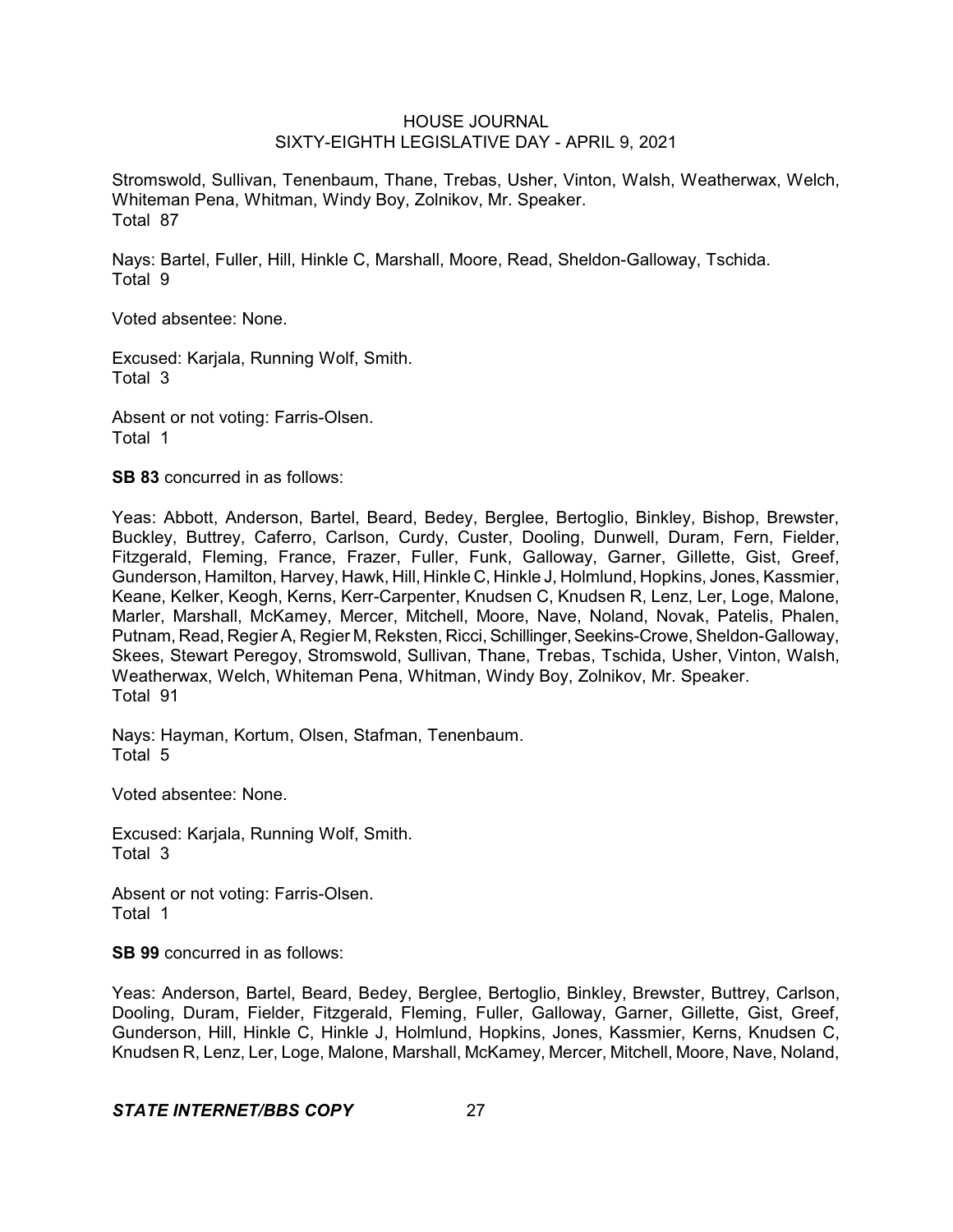Stromswold, Sullivan, Tenenbaum, Thane, Trebas, Usher, Vinton, Walsh, Weatherwax, Welch, Whiteman Pena, Whitman, Windy Boy, Zolnikov, Mr. Speaker.
Total 87

Nays: Bartel, Fuller, Hill, Hinkle C, Marshall, Moore, Read, Sheldon-Galloway, Tschida.
Total 9

Voted absentee: None.

Excused: Karjala, Running Wolf, Smith.
Total 3

Absent or not voting: Farris-Olsen.
Total 1

**SB 83** concurred in as follows:

Yeas: Abbott, Anderson, Bartel, Beard, Bedey, Berglee, Bertoglio, Binkley, Bishop, Brewster, Buckley, Buttrey, Caferro, Carlson, Curdy, Custer, Dooling, Dunwell, Duram, Fern, Fielder, Fitzgerald, Fleming, France, Frazer, Fuller, Funk, Galloway, Garner, Gillette, Gist, Greef, Gunderson, Hamilton, Harvey, Hawk, Hill, Hinkle C, Hinkle J, Holmlund, Hopkins, Jones, Kassmier, Keane, Kelker, Keogh, Kerns, Kerr-Carpenter, Knudsen C, Knudsen R, Lenz, Ler, Loge, Malone, Marler, Marshall, McKamey, Mercer, Mitchell, Moore, Nave, Noland, Novak, Patelis, Phalen, Putnam, Read, Regier A, Regier M, Reksten, Ricci, Schillinger, Seekins-Crowe, Sheldon-Galloway, Skees, Stewart Peregoy, Stromswold, Sullivan, Thane, Trebas, Tschida, Usher, Vinton, Walsh, Weatherwax, Welch, Whiteman Pena, Whitman, Windy Boy, Zolnikov, Mr. Speaker.
Total 91

Nays: Hayman, Kortum, Olsen, Stafman, Tenenbaum.
Total 5

Voted absentee: None.

Excused: Karjala, Running Wolf, Smith.
Total 3

Absent or not voting: Farris-Olsen.
Total 1

**SB 99** concurred in as follows:

Yeas: Anderson, Bartel, Beard, Bedey, Berglee, Bertoglio, Binkley, Brewster, Buttrey, Carlson, Dooling, Duram, Fielder, Fitzgerald, Fleming, Fuller, Galloway, Garner, Gillette, Gist, Greef, Gunderson, Hill, Hinkle C, Hinkle J, Holmlund, Hopkins, Jones, Kassmier, Kerns, Knudsen C, Knudsen R, Lenz, Ler, Loge, Malone, Marshall, McKamey, Mercer, Mitchell, Moore, Nave, Noland,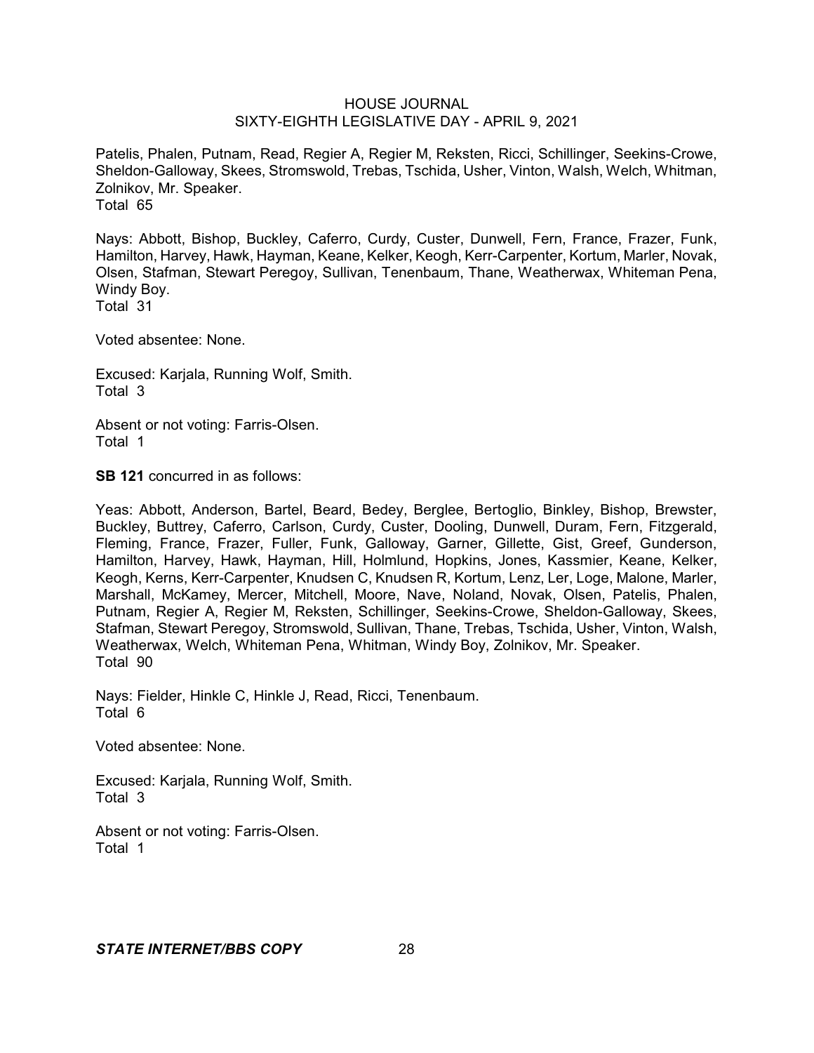Patelis, Phalen, Putnam, Read, Regier A, Regier M, Reksten, Ricci, Schillinger, Seekins-Crowe, Sheldon-Galloway, Skees, Stromswold, Trebas, Tschida, Usher, Vinton, Walsh, Welch, Whitman, Zolnikov, Mr. Speaker.
Total 65

Nays: Abbott, Bishop, Buckley, Caferro, Curdy, Custer, Dunwell, Fern, France, Frazer, Funk, Hamilton, Harvey, Hawk, Hayman, Keane, Kelker, Keogh, Kerr-Carpenter, Kortum, Marler, Novak, Olsen, Stafman, Stewart Peregoy, Sullivan, Tenenbaum, Thane, Weatherwax, Whiteman Pena, Windy Boy.
Total 31

Voted absentee: None.

Excused: Karjala, Running Wolf, Smith.
Total 3

Absent or not voting: Farris-Olsen.
Total 1

**SB 121** concurred in as follows:

Yeas: Abbott, Anderson, Bartel, Beard, Bedey, Berglee, Bertoglio, Binkley, Bishop, Brewster, Buckley, Buttrey, Caferro, Carlson, Curdy, Custer, Dooling, Dunwell, Duram, Fern, Fitzgerald, Fleming, France, Frazer, Fuller, Funk, Galloway, Garner, Gillette, Gist, Greef, Gunderson, Hamilton, Harvey, Hawk, Hayman, Hill, Holmlund, Hopkins, Jones, Kassmier, Keane, Kelker, Keogh, Kerns, Kerr-Carpenter, Knudsen C, Knudsen R, Kortum, Lenz, Ler, Loge, Malone, Marler, Marshall, McKamey, Mercer, Mitchell, Moore, Nave, Noland, Novak, Olsen, Patelis, Phalen, Putnam, Regier A, Regier M, Reksten, Schillinger, Seekins-Crowe, Sheldon-Galloway, Skees, Stafman, Stewart Peregoy, Stromswold, Sullivan, Thane, Trebas, Tschida, Usher, Vinton, Walsh, Weatherwax, Welch, Whiteman Pena, Whitman, Windy Boy, Zolnikov, Mr. Speaker.
Total 90

Nays: Fielder, Hinkle C, Hinkle J, Read, Ricci, Tenenbaum.
Total 6

Voted absentee: None.

Excused: Karjala, Running Wolf, Smith.
Total 3

Absent or not voting: Farris-Olsen.
Total 1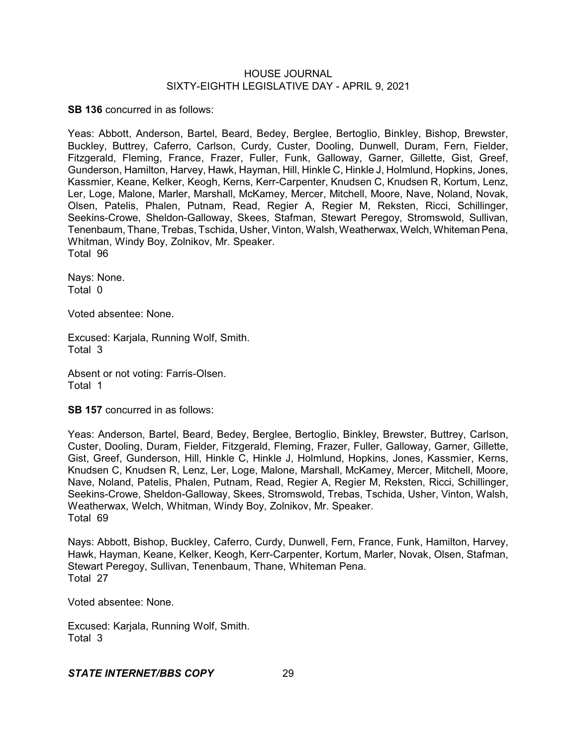**SB 136** concurred in as follows:

Yeas: Abbott, Anderson, Bartel, Beard, Bedey, Berglee, Bertoglio, Binkley, Bishop, Brewster, Buckley, Buttrey, Caferro, Carlson, Curdy, Custer, Dooling, Dunwell, Duram, Fern, Fielder, Fitzgerald, Fleming, France, Frazer, Fuller, Funk, Galloway, Garner, Gillette, Gist, Greef, Gunderson, Hamilton, Harvey, Hawk, Hayman, Hill, Hinkle C, Hinkle J, Holmlund, Hopkins, Jones, Kassmier, Keane, Kelker, Keogh, Kerns, Kerr-Carpenter, Knudsen C, Knudsen R, Kortum, Lenz, Ler, Loge, Malone, Marler, Marshall, McKamey, Mercer, Mitchell, Moore, Nave, Noland, Novak, Olsen, Patelis, Phalen, Putnam, Read, Regier A, Regier M, Reksten, Ricci, Schillinger, Seekins-Crowe, Sheldon-Galloway, Skees, Stafman, Stewart Peregoy, Stromswold, Sullivan, Tenenbaum, Thane, Trebas, Tschida, Usher, Vinton, Walsh, Weatherwax, Welch, Whiteman Pena, Whitman, Windy Boy, Zolnikov, Mr. Speaker.
Total 96

Nays: None.
Total 0

Voted absentee: None.

Excused: Karjala, Running Wolf, Smith.
Total 3

Absent or not voting: Farris-Olsen.
Total 1

**SB 157** concurred in as follows:

Yeas: Anderson, Bartel, Beard, Bedey, Berglee, Bertoglio, Binkley, Brewster, Buttrey, Carlson, Custer, Dooling, Duram, Fielder, Fitzgerald, Fleming, Frazer, Fuller, Galloway, Garner, Gillette, Gist, Greef, Gunderson, Hill, Hinkle C, Hinkle J, Holmlund, Hopkins, Jones, Kassmier, Kerns, Knudsen C, Knudsen R, Lenz, Ler, Loge, Malone, Marshall, McKamey, Mercer, Mitchell, Moore, Nave, Noland, Patelis, Phalen, Putnam, Read, Regier A, Regier M, Reksten, Ricci, Schillinger, Seekins-Crowe, Sheldon-Galloway, Skees, Stromswold, Trebas, Tschida, Usher, Vinton, Walsh, Weatherwax, Welch, Whitman, Windy Boy, Zolnikov, Mr. Speaker.
Total 69

Nays: Abbott, Bishop, Buckley, Caferro, Curdy, Dunwell, Fern, France, Funk, Hamilton, Harvey, Hawk, Hayman, Keane, Kelker, Keogh, Kerr-Carpenter, Kortum, Marler, Novak, Olsen, Stafman, Stewart Peregoy, Sullivan, Tenenbaum, Thane, Whiteman Pena.
Total 27

Voted absentee: None.

Excused: Karjala, Running Wolf, Smith.
Total 3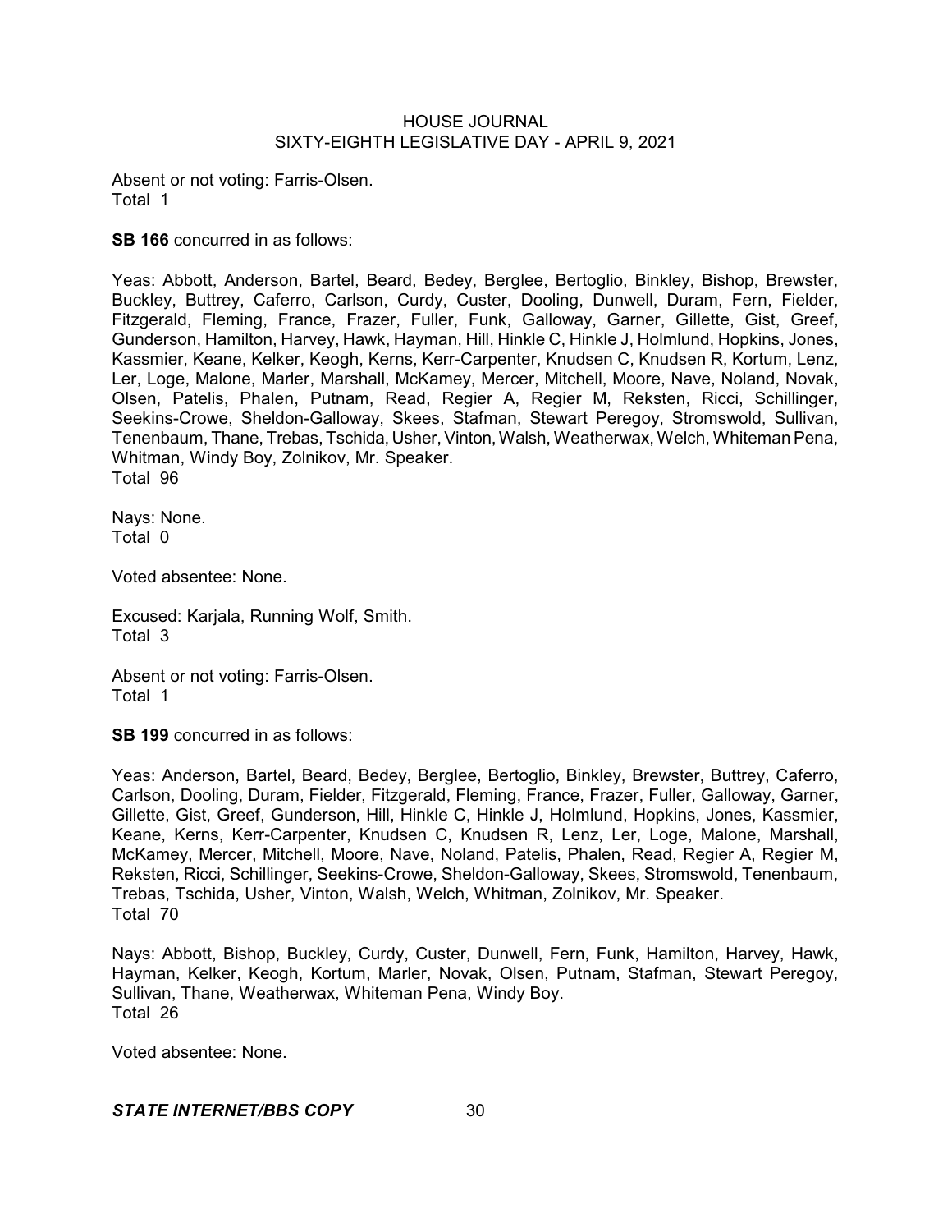Absent or not voting: Farris-Olsen.
Total 1

**SB 166** concurred in as follows:

Yeas: Abbott, Anderson, Bartel, Beard, Bedey, Berglee, Bertoglio, Binkley, Bishop, Brewster, Buckley, Buttrey, Caferro, Carlson, Curdy, Custer, Dooling, Dunwell, Duram, Fern, Fielder, Fitzgerald, Fleming, France, Frazer, Fuller, Funk, Galloway, Garner, Gillette, Gist, Greef, Gunderson, Hamilton, Harvey, Hawk, Hayman, Hill, Hinkle C, Hinkle J, Holmlund, Hopkins, Jones, Kassmier, Keane, Kelker, Keogh, Kerns, Kerr-Carpenter, Knudsen C, Knudsen R, Kortum, Lenz, Ler, Loge, Malone, Marler, Marshall, McKamey, Mercer, Mitchell, Moore, Nave, Noland, Novak, Olsen, Patelis, Phalen, Putnam, Read, Regier A, Regier M, Reksten, Ricci, Schillinger, Seekins-Crowe, Sheldon-Galloway, Skees, Stafman, Stewart Peregoy, Stromswold, Sullivan, Tenenbaum, Thane, Trebas, Tschida, Usher, Vinton, Walsh, Weatherwax, Welch, Whiteman Pena, Whitman, Windy Boy, Zolnikov, Mr. Speaker.
Total 96

Nays: None.
Total 0

Voted absentee: None.

Excused: Karjala, Running Wolf, Smith.
Total 3

Absent or not voting: Farris-Olsen.
Total 1

**SB 199** concurred in as follows:

Yeas: Anderson, Bartel, Beard, Bedey, Berglee, Bertoglio, Binkley, Brewster, Buttrey, Caferro, Carlson, Dooling, Duram, Fielder, Fitzgerald, Fleming, France, Frazer, Fuller, Galloway, Garner, Gillette, Gist, Greef, Gunderson, Hill, Hinkle C, Hinkle J, Holmlund, Hopkins, Jones, Kassmier, Keane, Kerns, Kerr-Carpenter, Knudsen C, Knudsen R, Lenz, Ler, Loge, Malone, Marshall, McKamey, Mercer, Mitchell, Moore, Nave, Noland, Patelis, Phalen, Read, Regier A, Regier M, Reksten, Ricci, Schillinger, Seekins-Crowe, Sheldon-Galloway, Skees, Stromswold, Tenenbaum, Trebas, Tschida, Usher, Vinton, Walsh, Welch, Whitman, Zolnikov, Mr. Speaker.
Total 70

Nays: Abbott, Bishop, Buckley, Curdy, Custer, Dunwell, Fern, Funk, Hamilton, Harvey, Hawk, Hayman, Kelker, Keogh, Kortum, Marler, Novak, Olsen, Putnam, Stafman, Stewart Peregoy, Sullivan, Thane, Weatherwax, Whiteman Pena, Windy Boy.
Total 26

Voted absentee: None.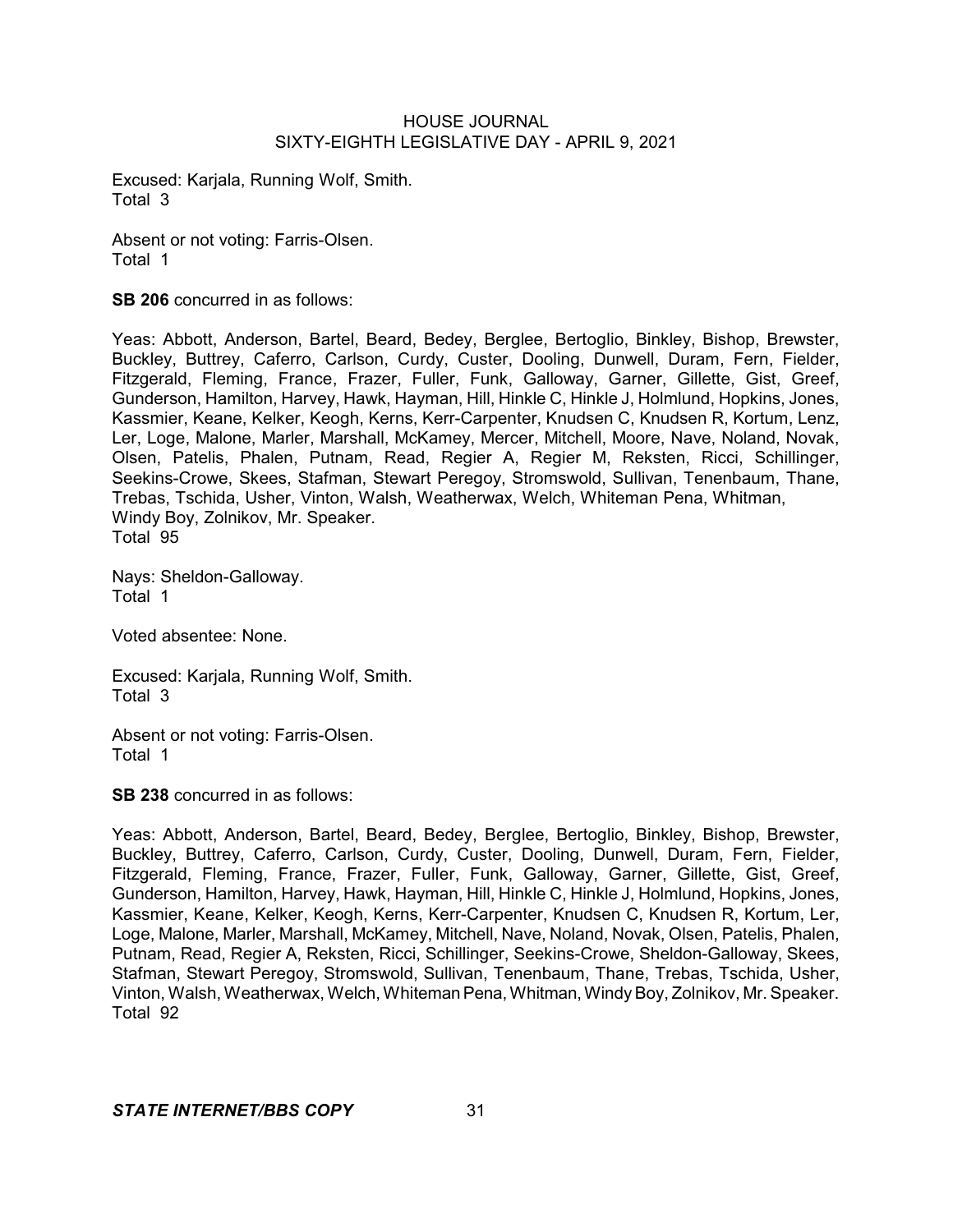Excused: Karjala, Running Wolf, Smith.
Total 3

Absent or not voting: Farris-Olsen.
Total 1

**SB 206** concurred in as follows:

Yeas: Abbott, Anderson, Bartel, Beard, Bedey, Berglee, Bertoglio, Binkley, Bishop, Brewster, Buckley, Buttrey, Caferro, Carlson, Curdy, Custer, Dooling, Dunwell, Duram, Fern, Fielder, Fitzgerald, Fleming, France, Frazer, Fuller, Funk, Galloway, Garner, Gillette, Gist, Greef, Gunderson, Hamilton, Harvey, Hawk, Hayman, Hill, Hinkle C, Hinkle J, Holmlund, Hopkins, Jones, Kassmier, Keane, Kelker, Keogh, Kerns, Kerr-Carpenter, Knudsen C, Knudsen R, Kortum, Lenz, Ler, Loge, Malone, Marler, Marshall, McKamey, Mercer, Mitchell, Moore, Nave, Noland, Novak, Olsen, Patelis, Phalen, Putnam, Read, Regier A, Regier M, Reksten, Ricci, Schillinger, Seekins-Crowe, Skees, Stafman, Stewart Peregoy, Stromswold, Sullivan, Tenenbaum, Thane, Trebas, Tschida, Usher, Vinton, Walsh, Weatherwax, Welch, Whiteman Pena, Whitman, Windy Boy, Zolnikov, Mr. Speaker.
Total 95

Nays: Sheldon-Galloway.
Total 1

Voted absentee: None.

Excused: Karjala, Running Wolf, Smith.
Total 3

Absent or not voting: Farris-Olsen.
Total 1

**SB 238** concurred in as follows:

Yeas: Abbott, Anderson, Bartel, Beard, Bedey, Berglee, Bertoglio, Binkley, Bishop, Brewster, Buckley, Buttrey, Caferro, Carlson, Curdy, Custer, Dooling, Dunwell, Duram, Fern, Fielder, Fitzgerald, Fleming, France, Frazer, Fuller, Funk, Galloway, Garner, Gillette, Gist, Greef, Gunderson, Hamilton, Harvey, Hawk, Hayman, Hill, Hinkle C, Hinkle J, Holmlund, Hopkins, Jones, Kassmier, Keane, Kelker, Keogh, Kerns, Kerr-Carpenter, Knudsen C, Knudsen R, Kortum, Ler, Loge, Malone, Marler, Marshall, McKamey, Mitchell, Nave, Noland, Novak, Olsen, Patelis, Phalen, Putnam, Read, Regier A, Reksten, Ricci, Schillinger, Seekins-Crowe, Sheldon-Galloway, Skees, Stafman, Stewart Peregoy, Stromswold, Sullivan, Tenenbaum, Thane, Trebas, Tschida, Usher, Vinton, Walsh, Weatherwax, Welch, Whiteman Pena, Whitman, Windy Boy, Zolnikov, Mr. Speaker.
Total 92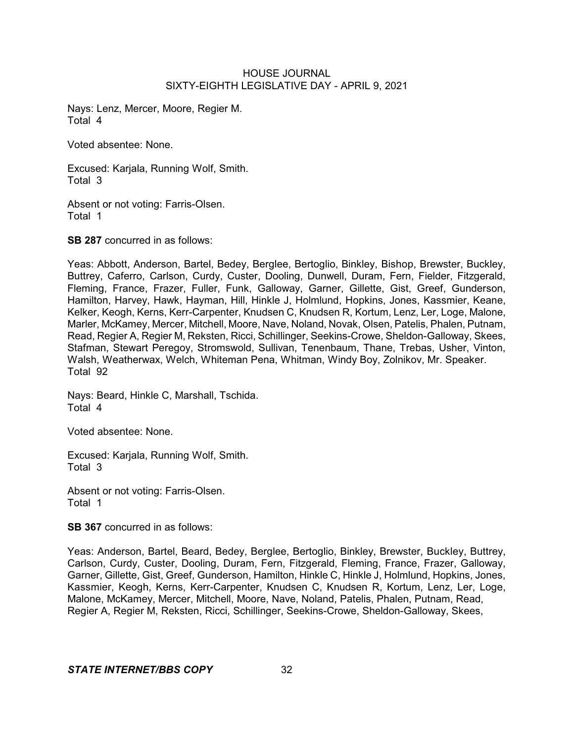Nays: Lenz, Mercer, Moore, Regier M.
Total 4

Voted absentee: None.

Excused: Karjala, Running Wolf, Smith.
Total 3

Absent or not voting: Farris-Olsen.
Total 1

**SB 287** concurred in as follows:

Yeas: Abbott, Anderson, Bartel, Bedey, Berglee, Bertoglio, Binkley, Bishop, Brewster, Buckley, Buttrey, Caferro, Carlson, Curdy, Custer, Dooling, Dunwell, Duram, Fern, Fielder, Fitzgerald, Fleming, France, Frazer, Fuller, Funk, Galloway, Garner, Gillette, Gist, Greef, Gunderson, Hamilton, Harvey, Hawk, Hayman, Hill, Hinkle J, Holmlund, Hopkins, Jones, Kassmier, Keane, Kelker, Keogh, Kerns, Kerr-Carpenter, Knudsen C, Knudsen R, Kortum, Lenz, Ler, Loge, Malone, Marler, McKamey, Mercer, Mitchell, Moore, Nave, Noland, Novak, Olsen, Patelis, Phalen, Putnam, Read, Regier A, Regier M, Reksten, Ricci, Schillinger, Seekins-Crowe, Sheldon-Galloway, Skees, Stafman, Stewart Peregoy, Stromswold, Sullivan, Tenenbaum, Thane, Trebas, Usher, Vinton, Walsh, Weatherwax, Welch, Whiteman Pena, Whitman, Windy Boy, Zolnikov, Mr. Speaker.
Total 92

Nays: Beard, Hinkle C, Marshall, Tschida.
Total 4

Voted absentee: None.

Excused: Karjala, Running Wolf, Smith.
Total 3

Absent or not voting: Farris-Olsen.
Total 1

**SB 367** concurred in as follows:

Yeas: Anderson, Bartel, Beard, Bedey, Berglee, Bertoglio, Binkley, Brewster, Buckley, Buttrey, Carlson, Curdy, Custer, Dooling, Duram, Fern, Fitzgerald, Fleming, France, Frazer, Galloway, Garner, Gillette, Gist, Greef, Gunderson, Hamilton, Hinkle C, Hinkle J, Holmlund, Hopkins, Jones, Kassmier, Keogh, Kerns, Kerr-Carpenter, Knudsen C, Knudsen R, Kortum, Lenz, Ler, Loge, Malone, McKamey, Mercer, Mitchell, Moore, Nave, Noland, Patelis, Phalen, Putnam, Read, Regier A, Regier M, Reksten, Ricci, Schillinger, Seekins-Crowe, Sheldon-Galloway, Skees,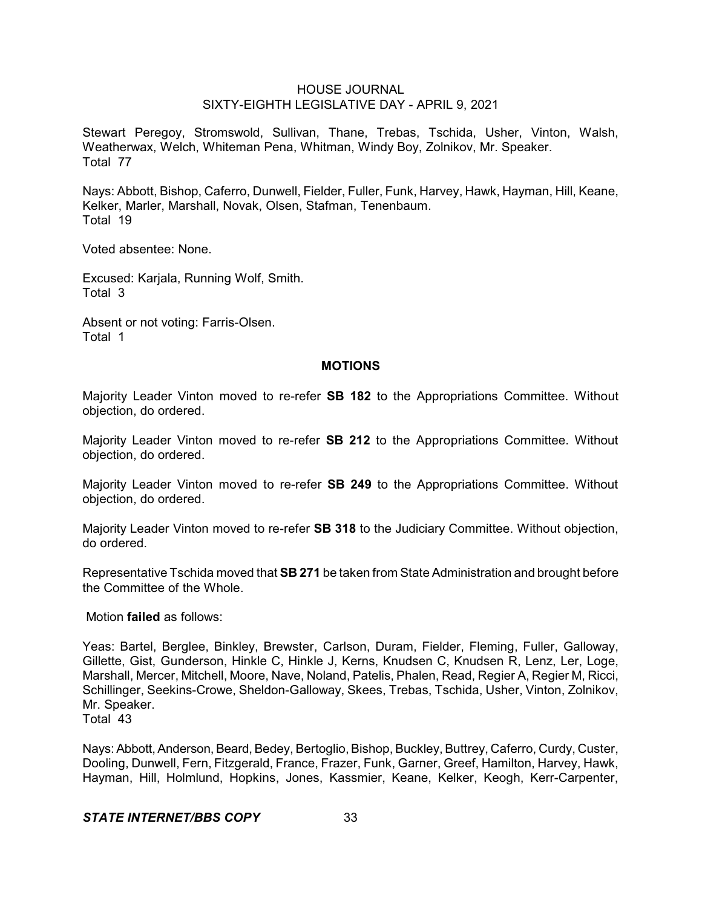Stewart Peregoy, Stromswold, Sullivan, Thane, Trebas, Tschida, Usher, Vinton, Walsh, Weatherwax, Welch, Whiteman Pena, Whitman, Windy Boy, Zolnikov, Mr. Speaker.
Total 77

Nays: Abbott, Bishop, Caferro, Dunwell, Fielder, Fuller, Funk, Harvey, Hawk, Hayman, Hill, Keane, Kelker, Marler, Marshall, Novak, Olsen, Stafman, Tenenbaum.
Total 19

Voted absentee: None.

Excused: Karjala, Running Wolf, Smith.
Total 3

Absent or not voting: Farris-Olsen.
Total 1

## MOTIONS

Majority Leader Vinton moved to re-refer **SB 182** to the Appropriations Committee. Without objection, do ordered.

Majority Leader Vinton moved to re-refer **SB 212** to the Appropriations Committee. Without objection, do ordered.

Majority Leader Vinton moved to re-refer **SB 249** to the Appropriations Committee. Without objection, do ordered.

Majority Leader Vinton moved to re-refer **SB 318** to the Judiciary Committee. Without objection, do ordered.

Representative Tschida moved that **SB 271** be taken from State Administration and brought before the Committee of the Whole.

Motion **failed** as follows:

Yeas: Bartel, Berglee, Binkley, Brewster, Carlson, Duram, Fielder, Fleming, Fuller, Galloway, Gillette, Gist, Gunderson, Hinkle C, Hinkle J, Kerns, Knudsen C, Knudsen R, Lenz, Ler, Loge, Marshall, Mercer, Mitchell, Moore, Nave, Noland, Patelis, Phalen, Read, Regier A, Regier M, Ricci, Schillinger, Seekins-Crowe, Sheldon-Galloway, Skees, Trebas, Tschida, Usher, Vinton, Zolnikov, Mr. Speaker.
Total 43

Nays: Abbott, Anderson, Beard, Bedey, Bertoglio, Bishop, Buckley, Buttrey, Caferro, Curdy, Custer, Dooling, Dunwell, Fern, Fitzgerald, France, Frazer, Funk, Garner, Greef, Hamilton, Harvey, Hawk, Hayman, Hill, Holmlund, Hopkins, Jones, Kassmier, Keane, Kelker, Keogh, Kerr-Carpenter,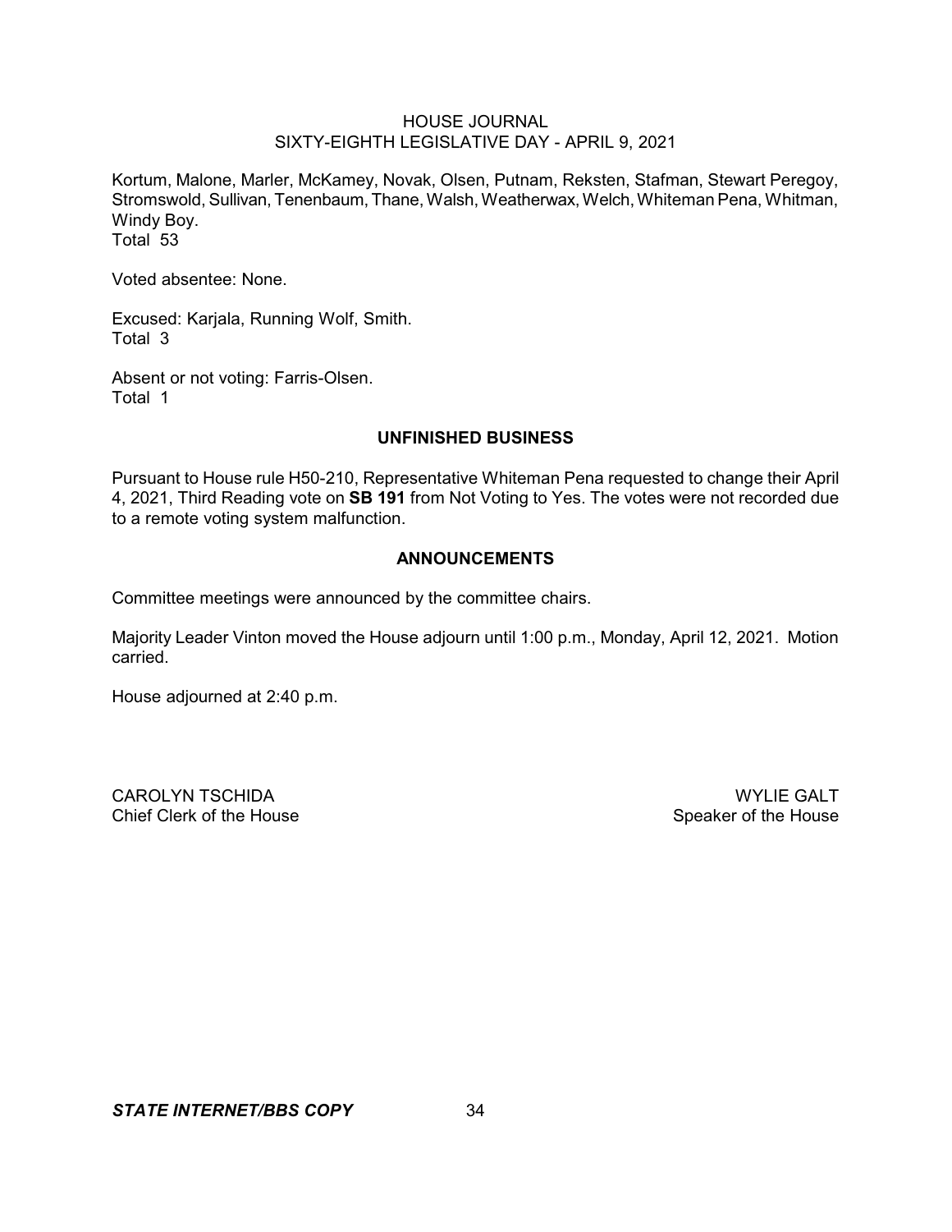Kortum, Malone, Marler, McKamey, Novak, Olsen, Putnam, Reksten, Stafman, Stewart Peregoy, Stromswold, Sullivan, Tenenbaum, Thane, Walsh, Weatherwax, Welch, Whiteman Pena, Whitman, Windy Boy.
Total 53

Voted absentee: None.

Excused: Karjala, Running Wolf, Smith.
Total 3

Absent or not voting: Farris-Olsen.
Total 1

## UNFINISHED BUSINESS

Pursuant to House rule H50-210, Representative Whiteman Pena requested to change their April 4, 2021, Third Reading vote on **SB 191** from Not Voting to Yes. The votes were not recorded due to a remote voting system malfunction.

## ANNOUNCEMENTS

Committee meetings were announced by the committee chairs.

Majority Leader Vinton moved the House adjourn until 1:00 p.m., Monday, April 12, 2021. Motion carried.

House adjourned at 2:40 p.m.

CAROLYN TSCHIDA
Chief Clerk of the House

WYLIE GALT
Speaker of the House